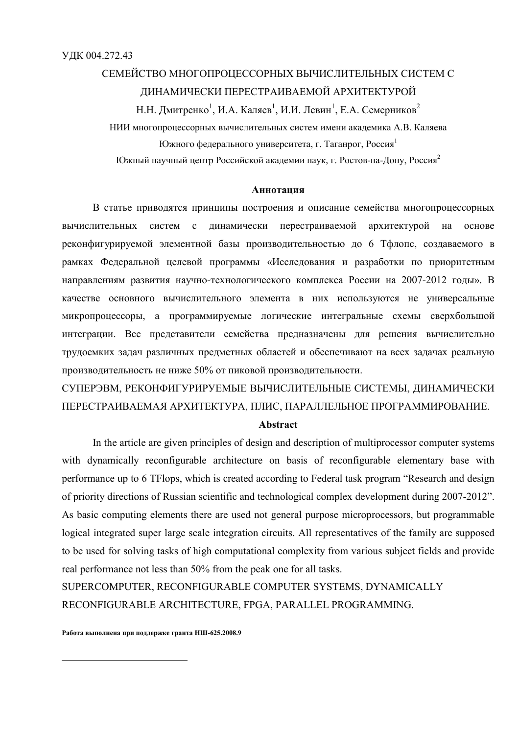УДК 004.272.43

# СЕМЕЙСТВО МНОГОПРОЦЕССОРНЫХ ВЫЧИСЛИТЕЛЬНЫХ СИСТЕМ С ДИНАМИЧЕСКИ ПЕРЕСТРАИВАЕМОЙ АРХИТЕКТУРОЙ

Н.Н. Дмитренко[1], И.А. Каляев[1], И.И. Левин[1], Е.А. Семерников[2]

НИИ многопроцессорных вычислительных систем имени академика А.В. Каляева

Южного федерального университета, г. Таганрог, Россия[1]

Южный научный центр Российской академии наук, г. Ростов-на-Дону, Россия[2]

**Аннотация**

В статье приводятся принципы построения и описание семейства многопроцессорных вычислительных систем с динамически перестраиваемой архитектурой на основе реконфигурируемой элементной базы производительностью до 6 Тфлопс, создаваемого в рамках Федеральной целевой программы «Исследования и разработки по приоритетным направлениям развития научно-технологического комплекса России на 2007-2012 годы». В качестве основного вычислительного элемента в них используются не универсальные микропроцессоры, а программируемые логические интегральные схемы сверхбольшой интеграции. Все представители семейства предназначены для решения вычислительно трудоемких задач различных предметных областей и обеспечивают на всех задачах реальную производительность не ниже 50% от пиковой производительности.

СУПЕРЭВМ, РЕКОНФИГУРИРУЕМЫЕ ВЫЧИСЛИТЕЛЬНЫЕ СИСТЕМЫ, ДИНАМИЧЕСКИ ПЕРЕСТРАИВАЕМАЯ АРХИТЕКТУРА, ПЛИС, ПАРАЛЛЕЛЬНОЕ ПРОГРАММИРОВАНИЕ.

**Abstract**

In the article are given principles of design and description of multiprocessor computer systems with dynamically reconfigurable architecture on basis of reconfigurable elementary base with performance up to 6 TFlops, which is created according to Federal task program "Research and design of priority directions of Russian scientific and technological complex development during 2007-2012". As basic computing elements there are used not general purpose microprocessors, but programmable logical integrated super large scale integration circuits. All representatives of the family are supposed to be used for solving tasks of high computational complexity from various subject fields and provide real performance not less than 50% from the peak one for all tasks.

SUPERCOMPUTER, RECONFIGURABLE COMPUTER SYSTEMS, DYNAMICALLY RECONFIGURABLE ARCHITECTURE, FPGA, PARALLEL PROGRAMMING.

**Работа выполнена при поддержке гранта НШ-625.2008.9**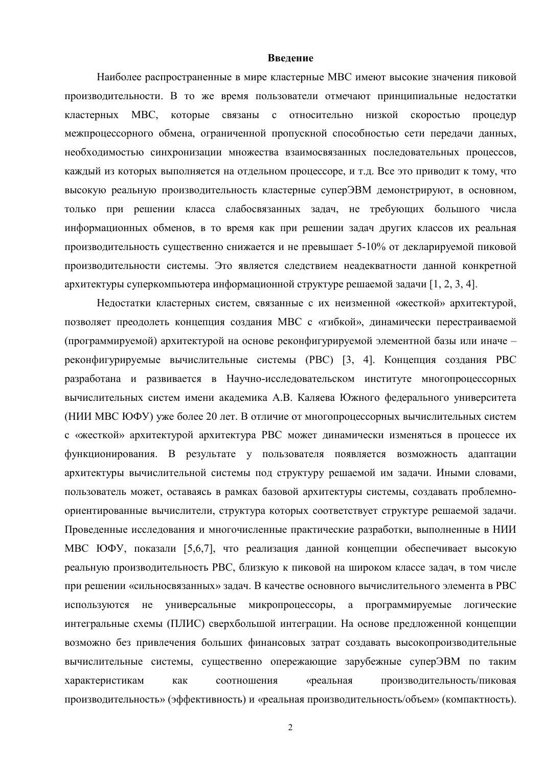# Введение

Наиболее распространенные в мире кластерные МВС имеют высокие значения пиковой производительности. В то же время пользователи отмечают принципиальные недостатки кластерных МВС, которые связаны с относительно низкой скоростью процедур межпроцессорного обмена, ограниченной пропускной способностью сети передачи данных, необходимостью синхронизации множества взаимосвязанных последовательных процессов, каждый из которых выполняется на отдельном процессоре, и т.д. Все это приводит к тому, что высокую реальную производительность кластерные суперЭВМ демонстрируют, в основном, только при решении класса слабосвязанных задач, не требующих большого числа информационных обменов, в то время как при решении задач других классов их реальная производительность существенно снижается и не превышает 5-10% от декларируемой пиковой производительности системы. Это является следствием неадекватности данной конкретной архитектуры суперкомпьютера информационной структуре решаемой задачи [1, 2, 3, 4].

Недостатки кластерных систем, связанные с их неизменной «жесткой» архитектурой, позволяет преодолеть концепция создания МВС с «гибкой», динамически перестраиваемой (программируемой) архитектурой на основе реконфигурируемой элементной базы или иначе – реконфигурируемые вычислительные системы (РВС) [3, 4]. Концепция создания РВС разработана и развивается в Научно-исследовательском институте многопроцессорных вычислительных систем имени академика А.В. Каляева Южного федерального университета (НИИ МВС ЮФУ) уже более 20 лет. В отличие от многопроцессорных вычислительных систем с «жесткой» архитектурой архитектура РВС может динамически изменяться в процессе их функционирования. В результате у пользователя появляется возможность адаптации архитектуры вычислительной системы под структуру решаемой им задачи. Иными словами, пользователь может, оставаясь в рамках базовой архитектуры системы, создавать проблемно-ориентированные вычислители, структура которых соответствует структуре решаемой задачи. Проведенные исследования и многочисленные практические разработки, выполненные в НИИ МВС ЮФУ, показали [5,6,7], что реализация данной концепции обеспечивает высокую реальную производительность РВС, близкую к пиковой на широком классе задач, в том числе при решении «сильносвязанных» задач. В качестве основного вычислительного элемента в РВС используются не универсальные микропроцессоры, а программируемые логические интегральные схемы (ПЛИС) сверхбольшой интеграции. На основе предложенной концепции возможно без привлечения больших финансовых затрат создавать высокопроизводительные вычислительные системы, существенно опережающие зарубежные суперЭВМ по таким характеристикам как соотношения «реальная производительность/пиковая производительность» (эффективность) и «реальная производительность/объем» (компактность).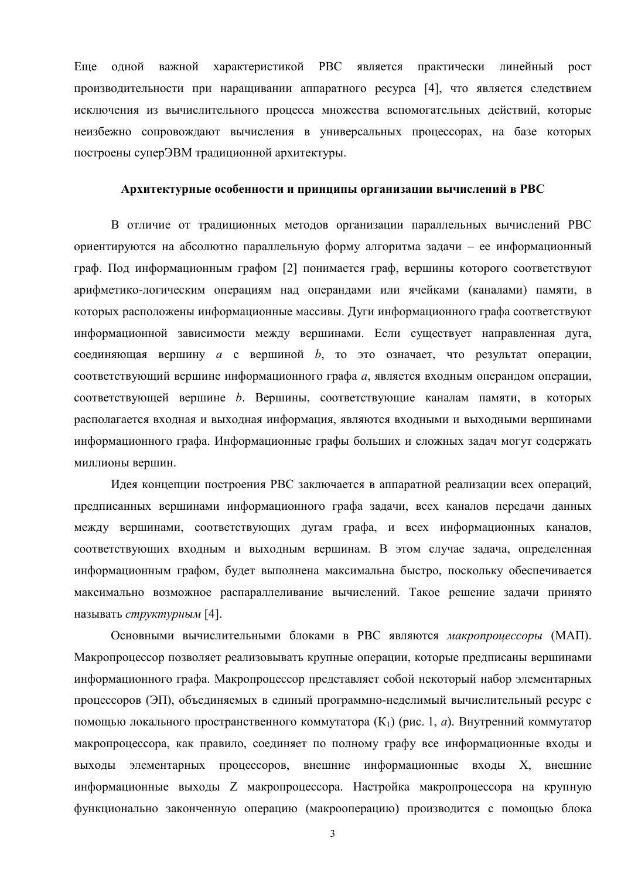Еще одной важной характеристикой РВС является практически линейный рост производительности при наращивании аппаратного ресурса [4], что является следствием исключения из вычислительного процесса множества вспомогательных действий, которые неизбежно сопровождают вычисления в универсальных процессорах, на базе которых построены суперЭВМ традиционной архитектуры.

**Архитектурные особенности и принципы организации вычислений в РВС**

В отличие от традиционных методов организации параллельных вычислений РВС ориентируются на абсолютно параллельную форму алгоритма задачи – ее информационный граф. Под информационным графом [2] понимается граф, вершины которого соответствуют арифметико-логическим операциям над операндами или ячейками (каналами) памяти, в которых расположены информационные массивы. Дуги информационного графа соответствуют информационной зависимости между вершинами. Если существует направленная дуга, соединяющая вершину $a$ с вершиной $b$, то это означает, что результат операции, соответствующий вершине информационного графа $a$, является входным операндом операции, соответствующей вершине $b$. Вершины, соответствующие каналам памяти, в которых располагается входная и выходная информация, являются входными и выходными вершинами информационного графа. Информационные графы больших и сложных задач могут содержать миллионы вершин.

Идея концепции построения РВС заключается в аппаратной реализации всех операций, предписанных вершинами информационного графа задачи, всех каналов передачи данных между вершинами, соответствующих дугам графа, и всех информационных каналов, соответствующих входным и выходным вершинам. В этом случае задача, определенная информационным графом, будет выполнена максимальна быстро, поскольку обеспечивается максимально возможное распараллеливание вычислений. Такое решение задачи принято называть *структурным* [4].

Основными вычислительными блоками в РВС являются *макропроцессоры* (МАП). Макропроцессор позволяет реализовывать крупные операции, которые предписаны вершинами информационного графа. Макропроцессор представляет собой некоторый набор элементарных процессоров (ЭП), объединяемых в единый программно-неделимый вычислительный ресурс с помощью локального пространственного коммутатора ($K_1$) (рис. 1, *а*). Внутренний коммутатор макропроцессора, как правило, соединяет по полному графу все информационные входы и выходы элементарных процессоров, внешние информационные входы X, внешние информационные выходы Z макропроцессора. Настройка макропроцессора на крупную функционально законченную операцию (макрооперацию) производится с помощью блока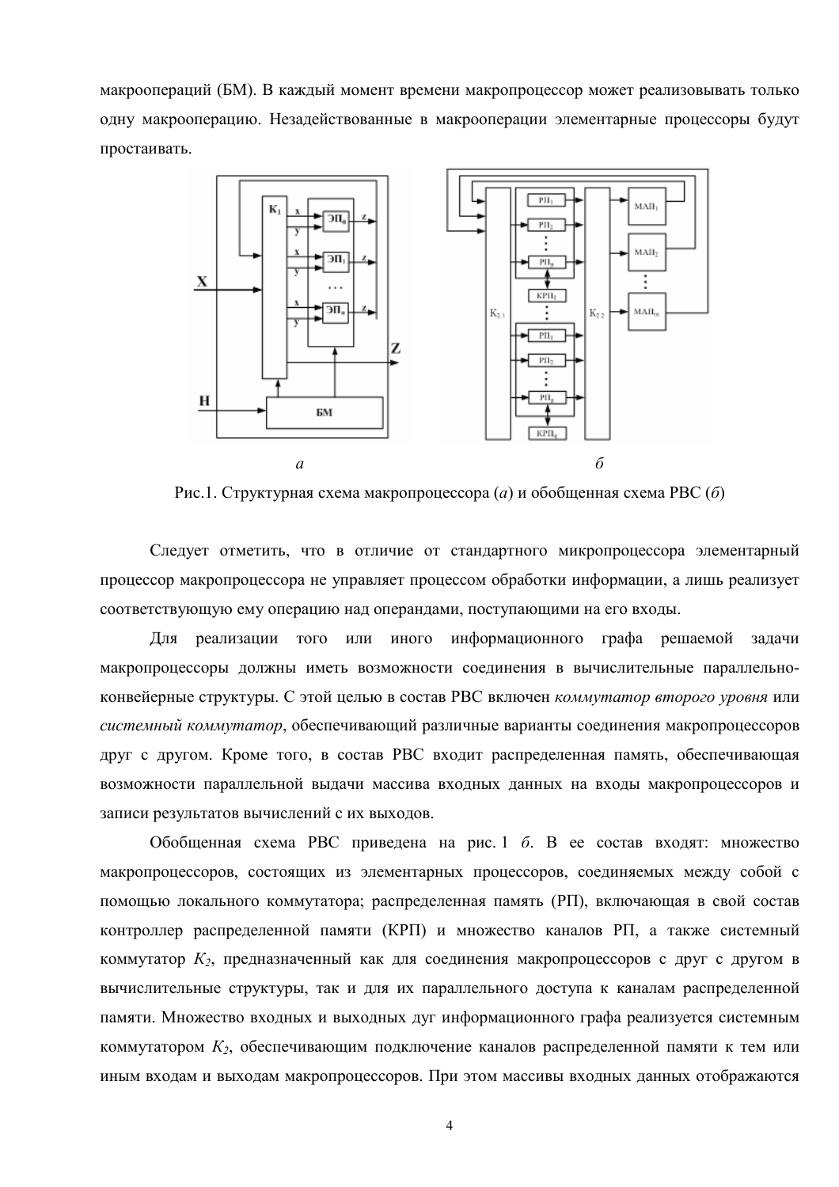макроопераций (БМ). В каждый момент времени макропроцессор может реализовывать только одну макрооперацию. Незадействованные в макрооперации элементарные процессоры будут простаивать.

Рис.1. Структурная схема макропроцессора (*а*) и обобщенная схема РВС (*б*)

Следует отметить, что в отличие от стандартного микропроцессора элементарный процессор макропроцессора не управляет процессом обработки информации, а лишь реализует соответствующую ему операцию над операндами, поступающими на его входы.

Для реализации того или иного информационного графа решаемой задачи макропроцессоры должны иметь возможности соединения в вычислительные параллельно-конвейерные структуры. С этой целью в состав РВС включен *коммутатор второго уровня* или *системный коммутатор*, обеспечивающий различные варианты соединения макропроцессоров друг с другом. Кроме того, в состав РВС входит распределенная память, обеспечивающая возможности параллельной выдачи массива входных данных на входы макропроцессоров и записи результатов вычислений с их выходов.

Обобщенная схема РВС приведена на рис. 1 *б*. В ее состав входят: множество макропроцессоров, состоящих из элементарных процессоров, соединяемых между собой с помощью локального коммутатора; распределенная память (РП), включающая в свой состав контроллер распределенной памяти (КРП) и множество каналов РП, а также системный коммутатор $K_2$, предназначенный как для соединения макропроцессоров с друг с другом в вычислительные структуры, так и для их параллельного доступа к каналам распределенной памяти. Множество входных и выходных дуг информационного графа реализуется системным коммутатором $K_2$, обеспечивающим подключение каналов распределенной памяти к тем или иным входам и выходам макропроцессоров. При этом массивы входных данных отображаются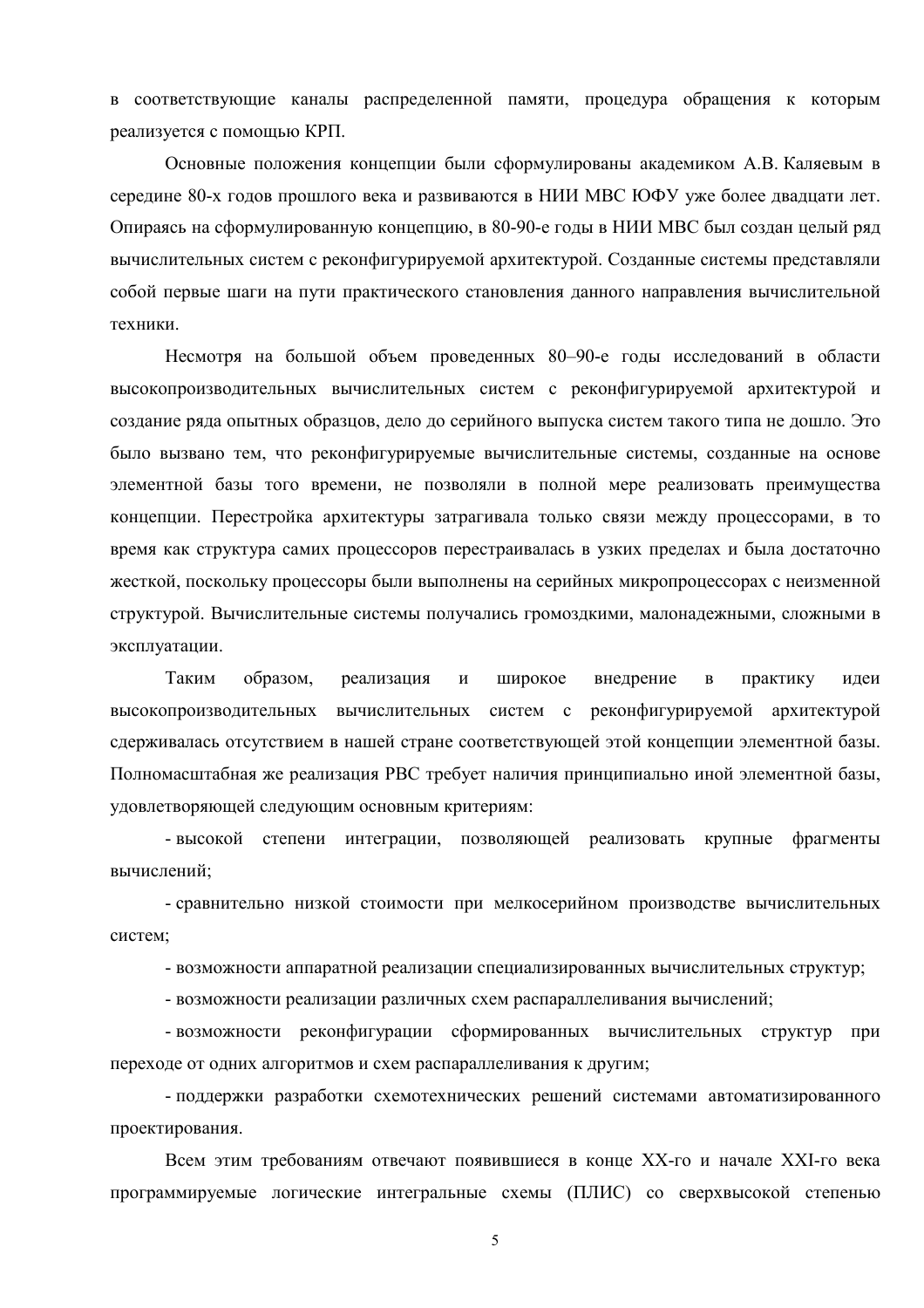в соответствующие каналы распределенной памяти, процедура обращения к которым реализуется с помощью КРП.

Основные положения концепции были сформулированы академиком А.В. Каляевым в середине 80-х годов прошлого века и развиваются в НИИ МВС ЮФУ уже более двадцати лет. Опираясь на сформулированную концепцию, в 80-90-е годы в НИИ МВС был создан целый ряд вычислительных систем с реконфигурируемой архитектурой. Созданные системы представляли собой первые шаги на пути практического становления данного направления вычислительной техники.

Несмотря на большой объем проведенных 80–90-е годы исследований в области высокопроизводительных вычислительных систем с реконфигурируемой архитектурой и создание ряда опытных образцов, дело до серийного выпуска систем такого типа не дошло. Это было вызвано тем, что реконфигурируемые вычислительные системы, созданные на основе элементной базы того времени, не позволяли в полной мере реализовать преимущества концепции. Перестройка архитектуры затрагивала только связи между процессорами, в то время как структура самих процессоров перестраивалась в узких пределах и была достаточно жесткой, поскольку процессоры были выполнены на серийных микропроцессорах с неизменной структурой. Вычислительные системы получались громоздкими, малонадежными, сложными в эксплуатации.

Таким образом, реализация и широкое внедрение в практику идеи высокопроизводительных вычислительных систем с реконфигурируемой архитектурой сдерживалась отсутствием в нашей стране соответствующей этой концепции элементной базы. Полномасштабная же реализация РВС требует наличия принципиально иной элементной базы, удовлетворяющей следующим основным критериям:

- высокой степени интеграции, позволяющей реализовать крупные фрагменты вычислений;
- сравнительно низкой стоимости при мелкосерийном производстве вычислительных систем;
- возможности аппаратной реализации специализированных вычислительных структур;
- возможности реализации различных схем распараллеливания вычислений;
- возможности реконфигурации сформированных вычислительных структур при переходе от одних алгоритмов и схем распараллеливания к другим;
- поддержки разработки схемотехнических решений системами автоматизированного проектирования.

Всем этим требованиям отвечают появившиеся в конце XX-го и начале XXI-го века программируемые логические интегральные схемы (ПЛИС) со сверхвысокой степенью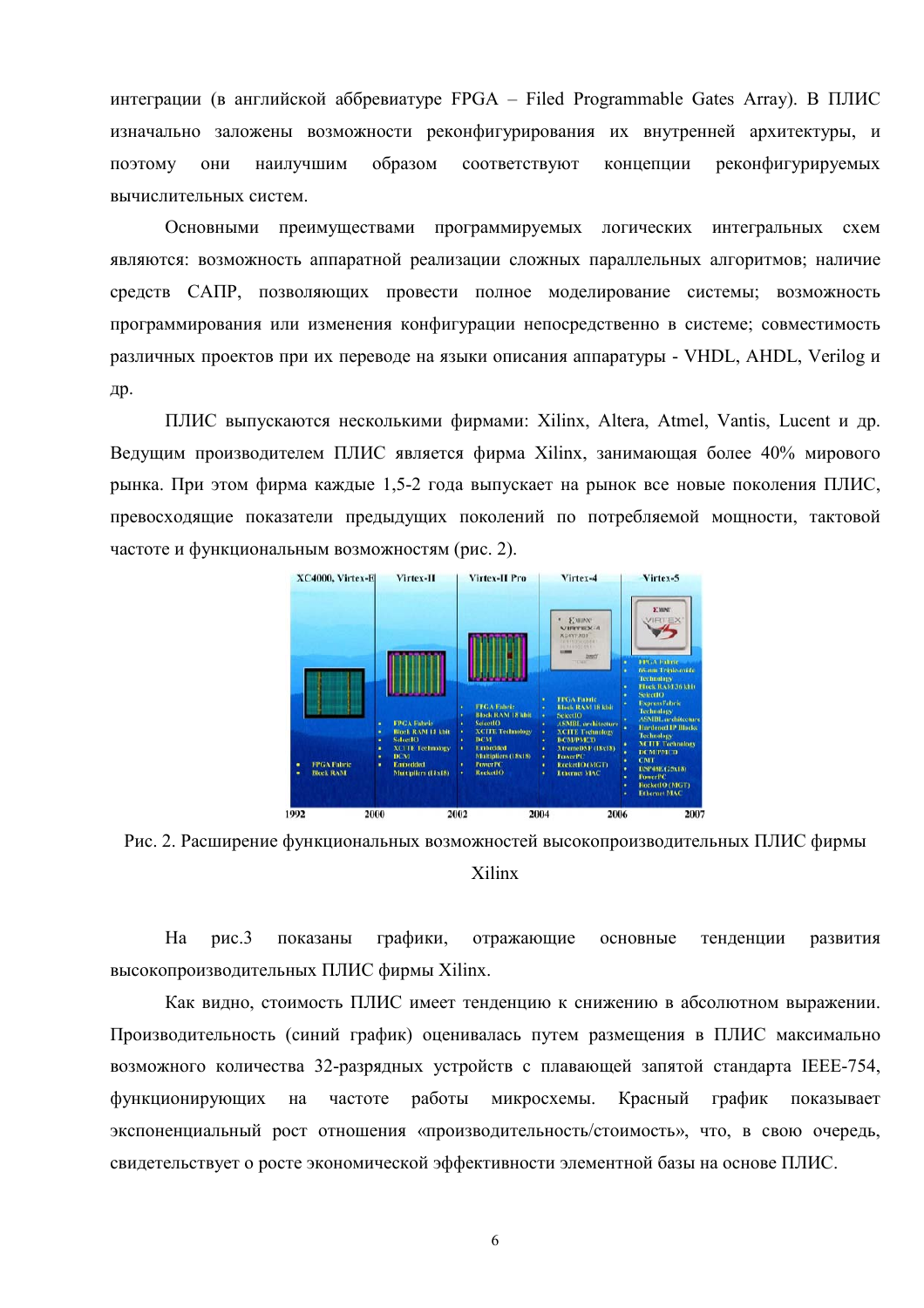интеграции (в английской аббревиатуре FPGA – Filed Programmable Gates Array). В ПЛИС изначально заложены возможности реконфигурирования их внутренней архитектуры, и поэтому они наилучшим образом соответствуют концепции реконфигурируемых вычислительных систем.

Основными преимуществами программируемых логических интегральных схем являются: возможность аппаратной реализации сложных параллельных алгоритмов; наличие средств САПР, позволяющих провести полное моделирование системы; возможность программирования или изменения конфигурации непосредственно в системе; совместимость различных проектов при их переводе на языки описания аппаратуры - VHDL, AHDL, Verilog и др.

ПЛИС выпускаются несколькими фирмами: Xilinx, Altera, Atmel, Vantis, Lucent и др. Ведущим производителем ПЛИС является фирма Xilinx, занимающая более 40% мирового рынка. При этом фирма каждые 1,5-2 года выпускает на рынок все новые поколения ПЛИС, превосходящие показатели предыдущих поколений по потребляемой мощности, тактовой частоте и функциональным возможностям (рис. 2).

Рис. 2. Расширение функциональных возможностей высокопроизводительных ПЛИС фирмы Xilinx

На рис.3 показаны графики, отражающие основные тенденции развития высокопроизводительных ПЛИС фирмы Xilinx.

Как видно, стоимость ПЛИС имеет тенденцию к снижению в абсолютном выражении. Производительность (синий график) оценивалась путем размещения в ПЛИС максимально возможного количества 32-разрядных устройств с плавающей запятой стандарта IEEE-754, функционирующих на частоте работы микросхемы. Красный график показывает экспоненциальный рост отношения «производительность/стоимость», что, в свою очередь, свидетельствует о росте экономической эффективности элементной базы на основе ПЛИС.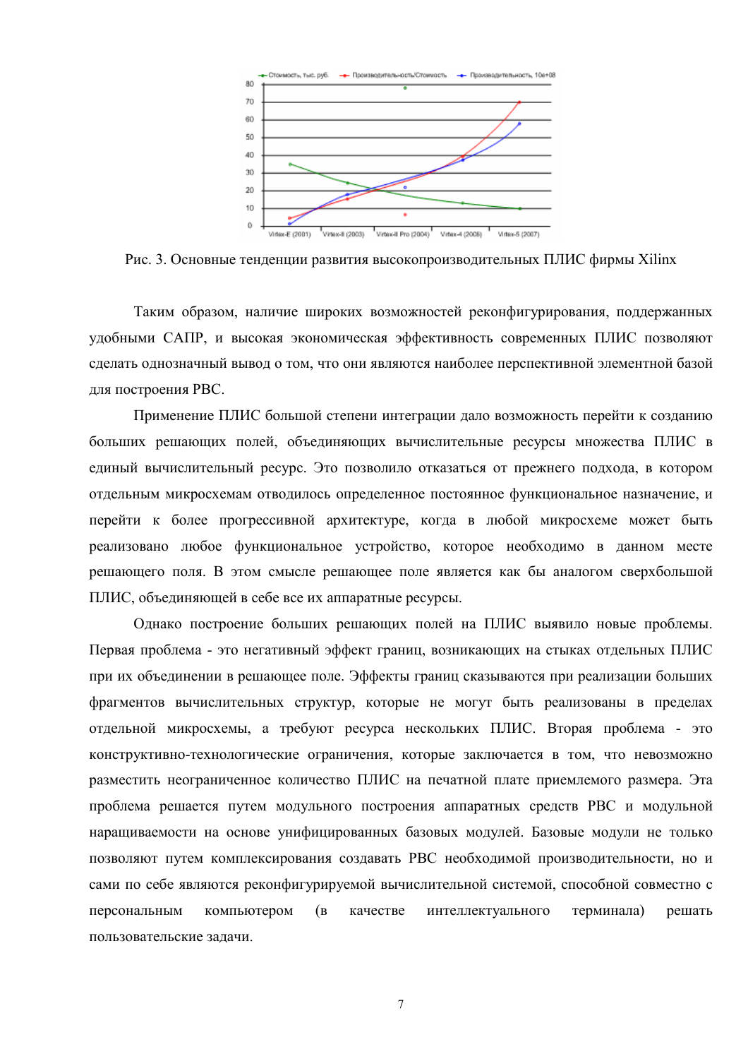Рис. 3. Основные тенденции развития высокопроизводительных ПЛИС фирмы Xilinx

Таким образом, наличие широких возможностей реконфигурирования, поддержанных удобными САПР, и высокая экономическая эффективность современных ПЛИС позволяют сделать однозначный вывод о том, что они являются наиболее перспективной элементной базой для построения РВС.

Применение ПЛИС большой степени интеграции дало возможность перейти к созданию больших решающих полей, объединяющих вычислительные ресурсы множества ПЛИС в единый вычислительный ресурс. Это позволило отказаться от прежнего подхода, в котором отдельным микросхемам отводилось определенное постоянное функциональное назначение, и перейти к более прогрессивной архитектуре, когда в любой микросхеме может быть реализовано любое функциональное устройство, которое необходимо в данном месте решающего поля. В этом смысле решающее поле является как бы аналогом сверхбольшой ПЛИС, объединяющей в себе все их аппаратные ресурсы.

Однако построение больших решающих полей на ПЛИС выявило новые проблемы. Первая проблема - это негативный эффект границ, возникающих на стыках отдельных ПЛИС при их объединении в решающее поле. Эффекты границ сказываются при реализации больших фрагментов вычислительных структур, которые не могут быть реализованы в пределах отдельной микросхемы, а требуют ресурса нескольких ПЛИС. Вторая проблема - это конструктивно-технологические ограничения, которые заключается в том, что невозможно разместить неограниченное количество ПЛИС на печатной плате приемлемого размера. Эта проблема решается путем модульного построения аппаратных средств РВС и модульной наращиваемости на основе унифицированных базовых модулей. Базовые модули не только позволяют путем комплексирования создавать РВС необходимой производительности, но и сами по себе являются реконфигурируемой вычислительной системой, способной совместно с персональным компьютером (в качестве интеллектуального терминала) решать пользовательские задачи.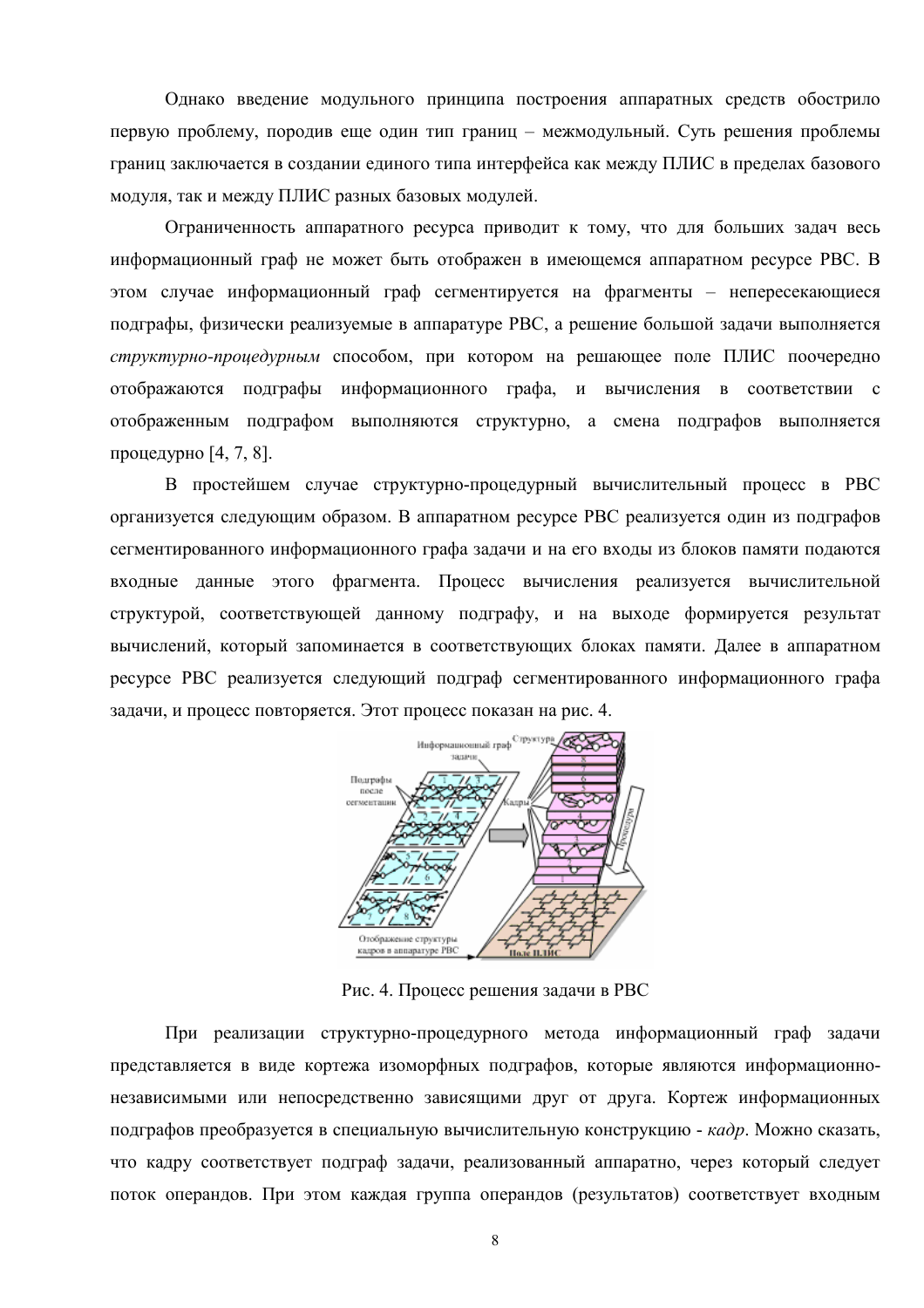Однако введение модульного принципа построения аппаратных средств обострило первую проблему, породив еще один тип границ – межмодульный. Суть решения проблемы границ заключается в создании единого типа интерфейса как между ПЛИС в пределах базового модуля, так и между ПЛИС разных базовых модулей.

Ограниченность аппаратного ресурса приводит к тому, что для больших задач весь информационный граф не может быть отображен в имеющемся аппаратном ресурсе РВС. В этом случае информационный граф сегментируется на фрагменты – непересекающиеся подграфы, физически реализуемые в аппаратуре РВС, а решение большой задачи выполняется *структурно-процедурным* способом, при котором на решающее поле ПЛИС поочередно отображаются подграфы информационного графа, и вычисления в соответствии с отображенным подграфом выполняются структурно, а смена подграфов выполняется процедурно [4, 7, 8].

В простейшем случае структурно-процедурный вычислительный процесс в РВС организуется следующим образом. В аппаратном ресурсе РВС реализуется один из подграфов сегментированного информационного графа задачи и на его входы из блоков памяти подаются входные данные этого фрагмента. Процесс вычисления реализуется вычислительной структурой, соответствующей данному подграфу, и на выходе формируется результат вычислений, который запоминается в соответствующих блоках памяти. Далее в аппаратном ресурсе РВС реализуется следующий подграф сегментированного информационного графа задачи, и процесс повторяется. Этот процесс показан на рис. 4.

Рис. 4. Процесс решения задачи в РВС

При реализации структурно-процедурного метода информационный граф задачи представляется в виде кортежа изоморфных подграфов, которые являются информационно-независимыми или непосредственно зависящими друг от друга. Кортеж информационных подграфов преобразуется в специальную вычислительную конструкцию - *кадр*. Можно сказать, что кадру соответствует подграф задачи, реализованный аппаратно, через который следует поток операндов. При этом каждая группа операндов (результатов) соответствует входным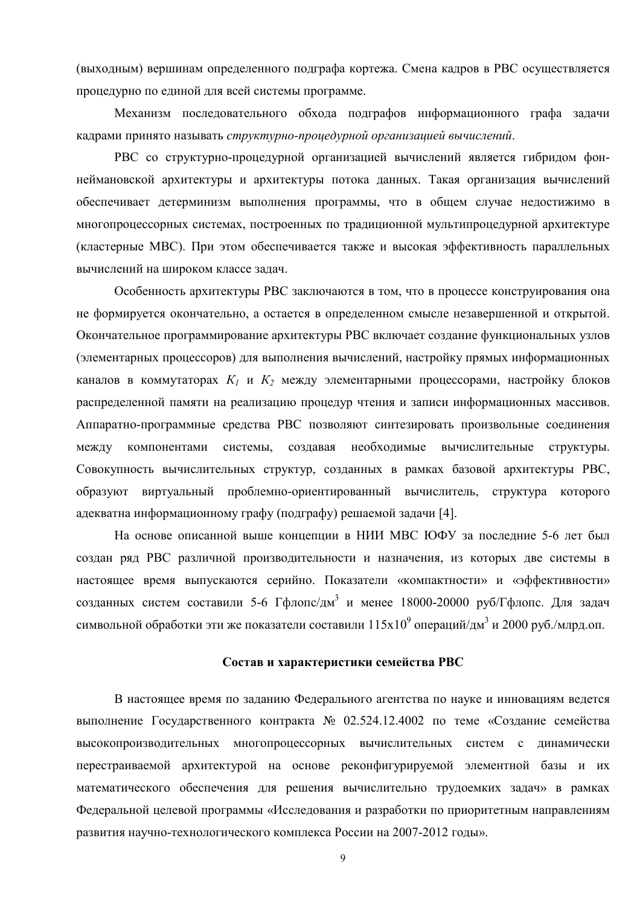(выходным) вершинам определенного подграфа кортежа. Смена кадров в РВС осуществляется процедурно по единой для всей системы программе.

Механизм последовательного обхода подграфов информационного графа задачи кадрами принято называть *структурно-процедурной организацией вычислений*.

РВС со структурно-процедурной организацией вычислений является гибридом фон-неймановской архитектуры и архитектуры потока данных. Такая организация вычислений обеспечивает детерминизм выполнения программы, что в общем случае недостижимо в многопроцессорных системах, построенных по традиционной мультипроцедурной архитектуре (кластерные МВС). При этом обеспечивается также и высокая эффективность параллельных вычислений на широком классе задач.

Особенность архитектуры РВС заключаются в том, что в процессе конструирования она не формируется окончательно, а остается в определенном смысле незавершенной и открытой. Окончательное программирование архитектуры РВС включает создание функциональных узлов (элементарных процессоров) для выполнения вычислений, настройку прямых информационных каналов в коммутаторах $K_1$ и $K_2$ между элементарными процессорами, настройку блоков распределенной памяти на реализацию процедур чтения и записи информационных массивов. Аппаратно-программные средства РВС позволяют синтезировать произвольные соединения между компонентами системы, создавая необходимые вычислительные структуры. Совокупность вычислительных структур, созданных в рамках базовой архитектуры РВС, образуют виртуальный проблемно-ориентированный вычислитель, структура которого адекватна информационному графу (подграфу) решаемой задачи [4].

На основе описанной выше концепции в НИИ МВС ЮФУ за последние 5-6 лет был создан ряд РВС различной производительности и назначения, из которых две системы в настоящее время выпускаются серийно. Показатели «компактности» и «эффективности» созданных систем составили 5-6 Гфлопс/дм$^3$ и менее 18000-20000 руб/Гфлопс. Для задач символьной обработки эти же показатели составили $115 \times 10^9$ операций/дм$^3$ и 2000 руб./млрд.оп.

## Состав и характеристики семейства РВС

В настоящее время по заданию Федерального агентства по науке и инновациям ведется выполнение Государственного контракта № 02.524.12.4002 по теме «Создание семейства высокопроизводительных многопроцессорных вычислительных систем с динамически перестраиваемой архитектурой на основе реконфигурируемой элементной базы и их математического обеспечения для решения вычислительно трудоемких задач» в рамках Федеральной целевой программы «Исследования и разработки по приоритетным направлениям развития научно-технологического комплекса России на 2007-2012 годы».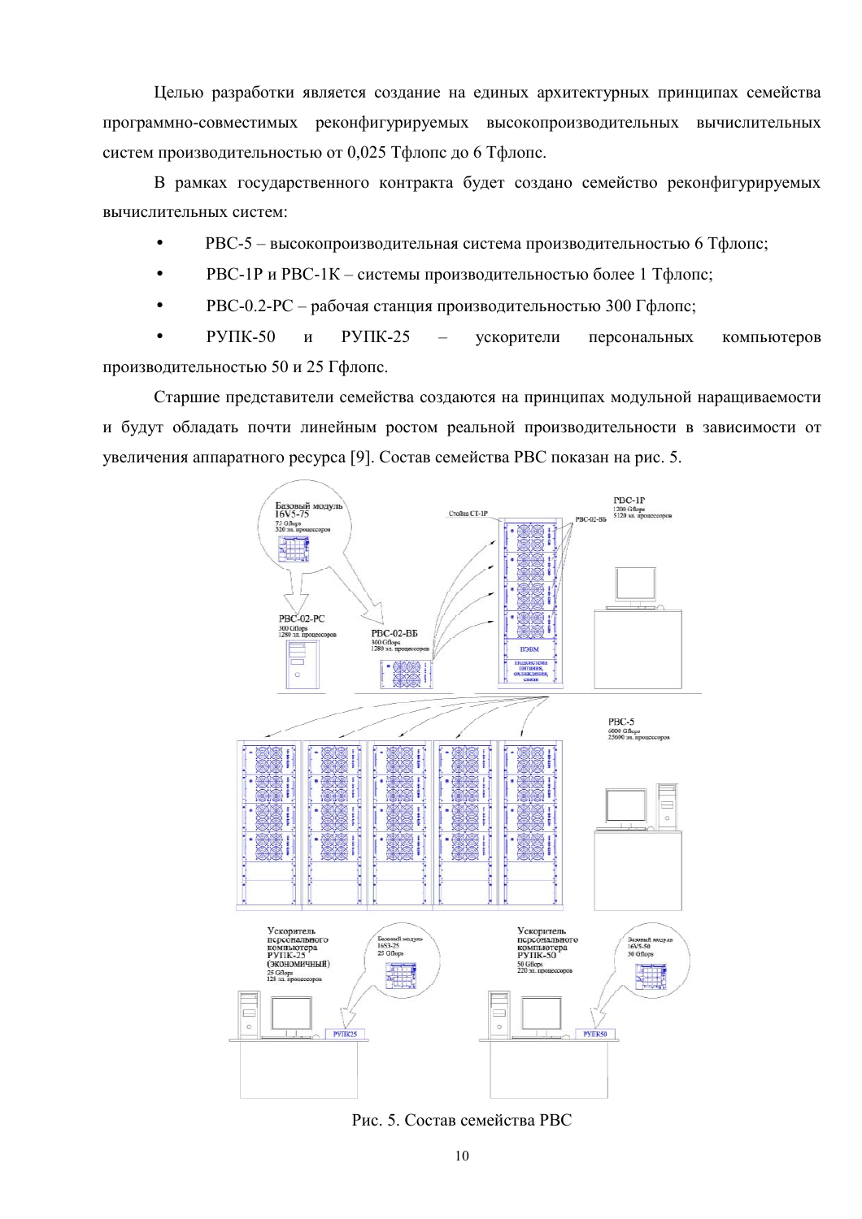Целью разработки является создание на единых архитектурных принципах семейства программно-совместимых реконфигурируемых высокопроизводительных вычислительных систем производительностью от 0,025 Тфлопс до 6 Тфлопс.

В рамках государственного контракта будет создано семейство реконфигурируемых вычислительных систем:

- РВС-5 – высокопроизводительная система производительностью 6 Тфлопс;
- РВС-1Р и РВС-1К – системы производительностью более 1 Тфлопс;
- РВС-0.2-РС – рабочая станция производительностью 300 Гфлопс;
- РУПК-50 и РУПК-25 – ускорители персональных компьютеров производительностью 50 и 25 Гфлопс.

Старшие представители семейства создаются на принципах модульной наращиваемости и будут обладать почти линейным ростом реальной производительности в зависимости от увеличения аппаратного ресурса [9]. Состав семейства РВС показан на рис. 5.

Рис. 5. Состав семейства РВС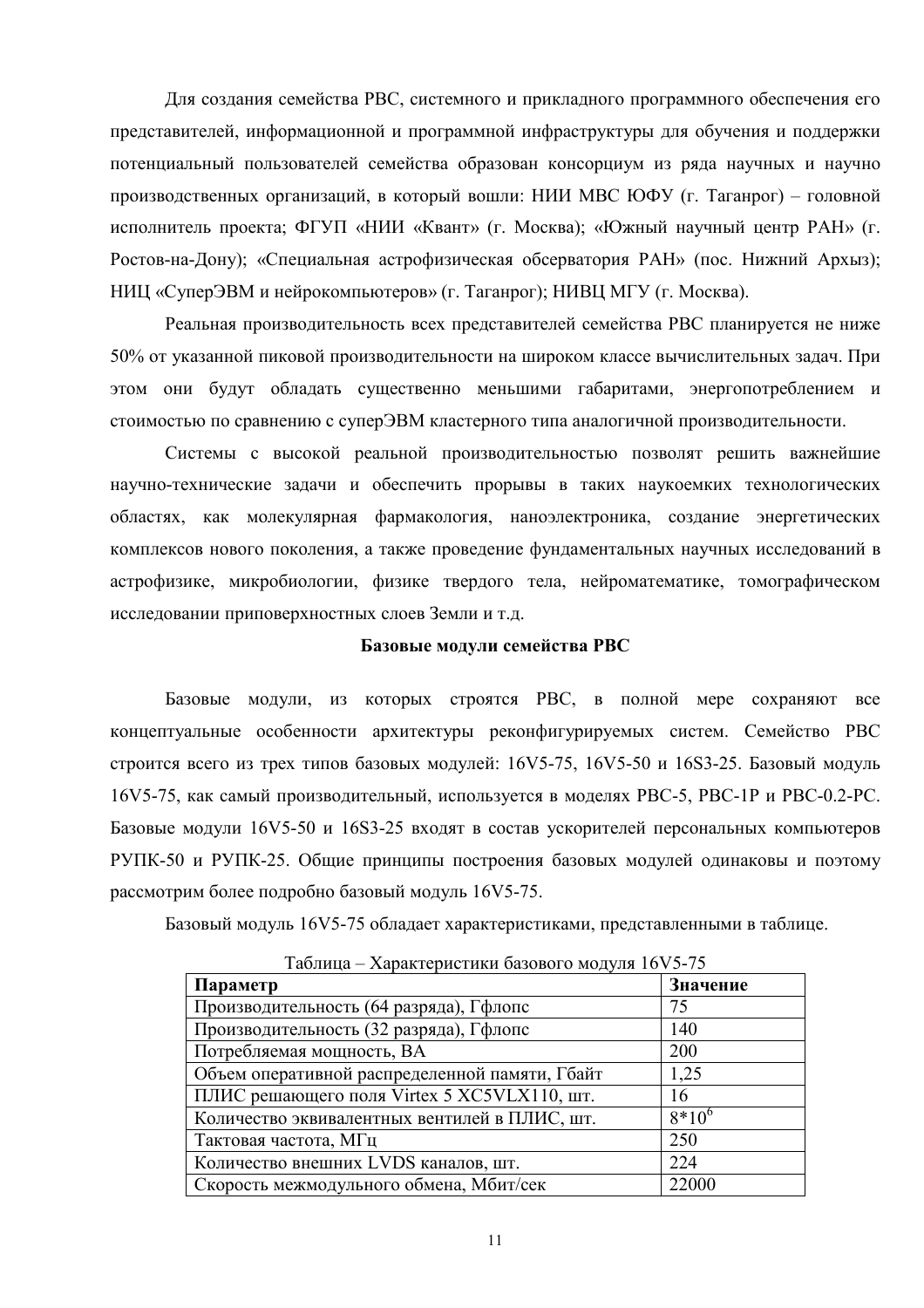Для создания семейства РВС, системного и прикладного программного обеспечения его представителей, информационной и программной инфраструктуры для обучения и поддержки потенциальный пользователей семейства образован консорциум из ряда научных и научно производственных организаций, в который вошли: НИИ МВС ЮФУ (г. Таганрог) – головной исполнитель проекта; ФГУП «НИИ «Квант» (г. Москва); «Южный научный центр РАН» (г. Ростов-на-Дону); «Специальная астрофизическая обсерватория РАН» (пос. Нижний Архыз); НИЦ «СуперЭВМ и нейрокомпьютеров» (г. Таганрог); НИВЦ МГУ (г. Москва).

Реальная производительность всех представителей семейства РВС планируется не ниже 50% от указанной пиковой производительности на широком классе вычислительных задач. При этом они будут обладать существенно меньшими габаритами, энергопотреблением и стоимостью по сравнению с суперЭВМ кластерного типа аналогичной производительности.

Системы с высокой реальной производительностью позволят решить важнейшие научно-технические задачи и обеспечить прорывы в таких наукоемких технологических областях, как молекулярная фармакология, наноэлектроника, создание энергетических комплексов нового поколения, а также проведение фундаментальных научных исследований в астрофизике, микробиологии, физике твердого тела, нейроматематике, томографическом исследовании приповерхностных слоев Земли и т.д.

## Базовые модули семейства РВС

Базовые модули, из которых строятся РВС, в полной мере сохраняют все концептуальные особенности архитектуры реконфигурируемых систем. Семейство РВС строится всего из трех типов базовых модулей: 16V5-75, 16V5-50 и 16S3-25. Базовый модуль 16V5-75, как самый производительный, используется в моделях РВС-5, РВС-1Р и РВС-0.2-РС. Базовые модули 16V5-50 и 16S3-25 входят в состав ускорителей персональных компьютеров РУПК-50 и РУПК-25. Общие принципы построения базовых модулей одинаковы и поэтому рассмотрим более подробно базовый модуль 16V5-75.

Базовый модуль 16V5-75 обладает характеристиками, представленными в таблице.

Таблица – Характеристики базового модуля 16V5-75

| **Параметр** | **Значение** |
| --- | --- |
| Производительность (64 разряда), Гфлопс | 75 |
| Производительность (32 разряда), Гфлопс | 140 |
| Потребляемая мощность, ВА | 200 |
| Объем оперативной распределенной памяти, Гбайт | 1,25 |
| ПЛИС решающего поля Virtex 5 XC5VLX110, шт. | 16 |
| Количество эквивалентных вентилей в ПЛИС, шт. | $8 \cdot 10^6$ |
| Тактовая частота, МГц | 250 |
| Количество внешних LVDS каналов, шт. | 224 |
| Скорость межмодульного обмена, Мбит/сек | 22000 |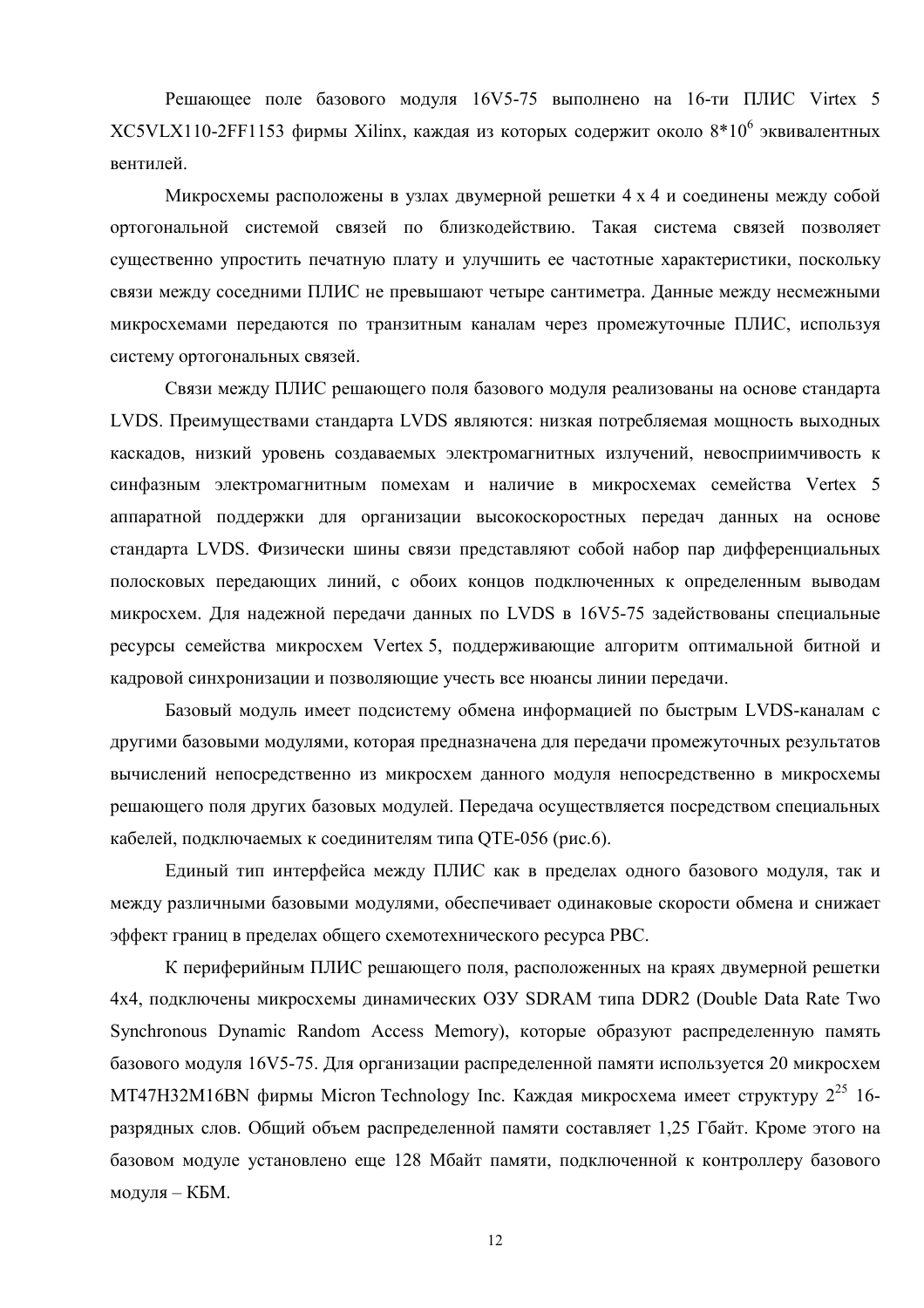Решающее поле базового модуля 16V5-75 выполнено на 16-ти ПЛИС Virtex 5 XC5VLX110-2FF1153 фирмы Xilinx, каждая из которых содержит около $8*10^6$ эквивалентных вентилей.

Микросхемы расположены в узлах двумерной решетки 4 x 4 и соединены между собой ортогональной системой связей по близкодействию. Такая система связей позволяет существенно упростить печатную плату и улучшить ее частотные характеристики, поскольку связи между соседними ПЛИС не превышают четыре сантиметра. Данные между несмежными микросхемами передаются по транзитным каналам через промежуточные ПЛИС, используя систему ортогональных связей.

Связи между ПЛИС решающего поля базового модуля реализованы на основе стандарта LVDS. Преимуществами стандарта LVDS являются: низкая потребляемая мощность выходных каскадов, низкий уровень создаваемых электромагнитных излучений, невосприимчивость к синфазным электромагнитным помехам и наличие в микросхемах семейства Virtex 5 аппаратной поддержки для организации высокоскоростных передач данных на основе стандарта LVDS. Физически шины связи представляют собой набор пар дифференциальных полосковых передающих линий, с обоих концов подключенных к определенным выводам микросхем. Для надежной передачи данных по LVDS в 16V5-75 задействованы специальные ресурсы семейства микросхем Virtex 5, поддерживающие алгоритм оптимальной битной и кадровой синхронизации и позволяющие учесть все нюансы линии передачи.

Базовый модуль имеет подсистему обмена информацией по быстрым LVDS-каналам с другими базовыми модулями, которая предназначена для передачи промежуточных результатов вычислений непосредственно из микросхем данного модуля непосредственно в микросхемы решающего поля других базовых модулей. Передача осуществляется посредством специальных кабелей, подключаемых к соединителям типа QTE-056 (рис.6).

Единый тип интерфейса между ПЛИС как в пределах одного базового модуля, так и между различными базовыми модулями, обеспечивает одинаковые скорости обмена и снижает эффект границ в пределах общего схемотехнического ресурса РВС.

К периферийным ПЛИС решающего поля, расположенных на краях двумерной решетки 4x4, подключены микросхемы динамических ОЗУ SDRAM типа DDR2 (Double Data Rate Two Synchronous Dynamic Random Access Memory), которые образуют распределенную память базового модуля 16V5-75. Для организации распределенной памяти используется 20 микросхем MT47H32M16BN фирмы Micron Technology Inc. Каждая микросхема имеет структуру $2^{25}$ 16-разрядных слов. Общий объем распределенной памяти составляет 1,25 Гбайт. Кроме этого на базовом модуле установлено еще 128 Мбайт памяти, подключенной к контроллеру базового модуля – КБМ.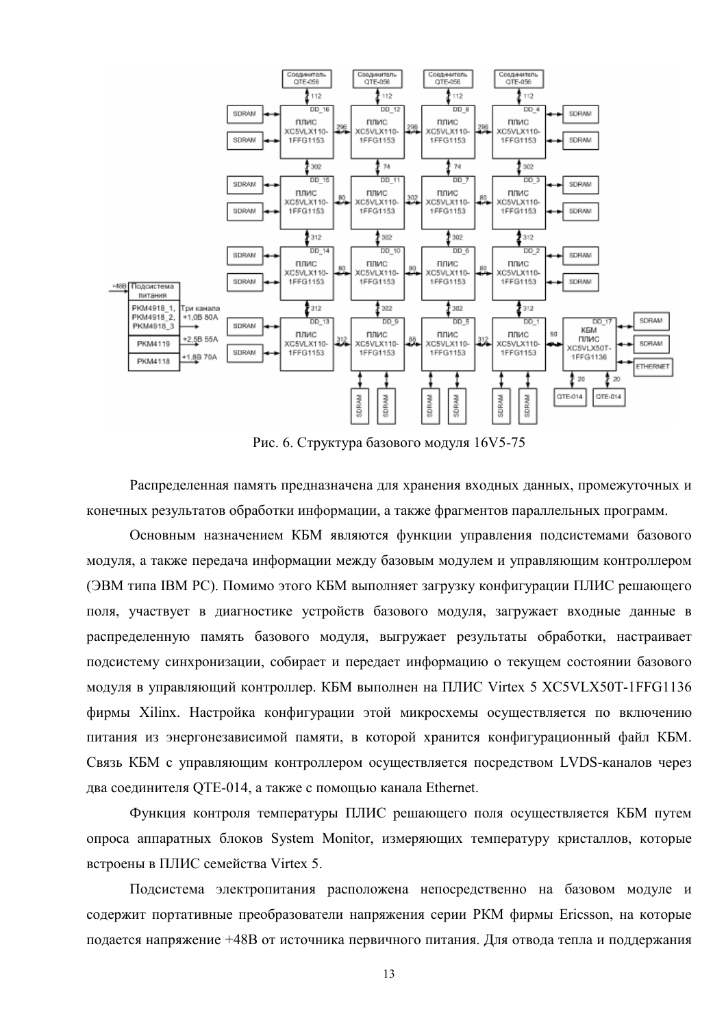Рис. 6. Структура базового модуля 16V5-75

Распределенная память предназначена для хранения входных данных, промежуточных и конечных результатов обработки информации, а также фрагментов параллельных программ.

Основным назначением КБМ являются функции управления подсистемами базового модуля, а также передача информации между базовым модулем и управляющим контроллером (ЭВМ типа IBM PC). Помимо этого КБМ выполняет загрузку конфигурации ПЛИС решающего поля, участвует в диагностике устройств базового модуля, загружает входные данные в распределенную память базового модуля, выгружает результаты обработки, настраивает подсистему синхронизации, собирает и передает информацию о текущем состоянии базового модуля в управляющий контроллер. КБМ выполнен на ПЛИС Virtex 5 XC5VLX50T-1FFG1136 фирмы Xilinx. Настройка конфигурации этой микросхемы осуществляется по включению питания из энергонезависимой памяти, в которой хранится конфигурационный файл КБМ. Связь КБМ с управляющим контроллером осуществляется посредством LVDS-каналов через два соединителя QTE-014, а также с помощью канала Ethernet.

Функция контроля температуры ПЛИС решающего поля осуществляется КБМ путем опроса аппаратных блоков System Monitor, измеряющих температуру кристаллов, которые встроены в ПЛИС семейства Virtex 5.

Подсистема электропитания расположена непосредственно на базовом модуле и содержит портативные преобразователи напряжения серии PKM фирмы Ericsson, на которые подается напряжение +48В от источника первичного питания. Для отвода тепла и поддержания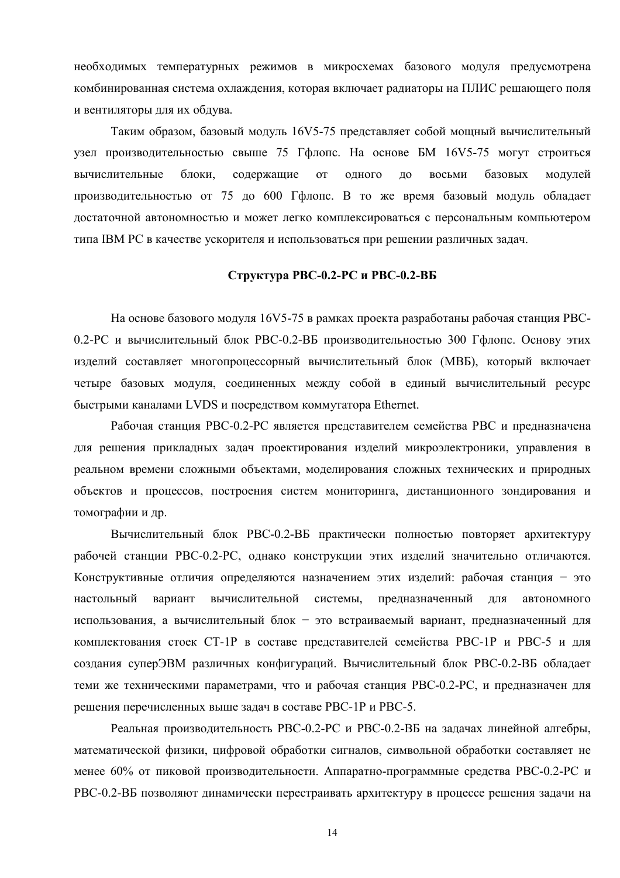необходимых температурных режимов в микросхемах базового модуля предусмотрена комбинированная система охлаждения, которая включает радиаторы на ПЛИС решающего поля и вентиляторы для их обдува.

Таким образом, базовый модуль 16V5-75 представляет собой мощный вычислительный узел производительностью свыше 75 Гфлопс. На основе БМ 16V5-75 могут строиться вычислительные блоки, содержащие от одного до восьми базовых модулей производительностью от 75 до 600 Гфлопс. В то же время базовый модуль обладает достаточной автономностью и может легко комплексироваться с персональным компьютером типа IBM PC в качестве ускорителя и использоваться при решении различных задач.

### Структура РВС-0.2-РС и РВС-0.2-ВБ

На основе базового модуля 16V5-75 в рамках проекта разработаны рабочая станция РВС-0.2-РС и вычислительный блок РВС-0.2-ВБ производительностью 300 Гфлопс. Основу этих изделий составляет многопроцессорный вычислительный блок (МВБ), который включает четыре базовых модуля, соединенных между собой в единый вычислительный ресурс быстрыми каналами LVDS и посредством коммутатора Ethernet.

Рабочая станция РВС-0.2-РС является представителем семейства РВС и предназначена для решения прикладных задач проектирования изделий микроэлектроники, управления в реальном времени сложными объектами, моделирования сложных технических и природных объектов и процессов, построения систем мониторинга, дистанционного зондирования и томографии и др.

Вычислительный блок РВС-0.2-ВБ практически полностью повторяет архитектуру рабочей станции РВС-0.2-РС, однако конструкции этих изделий значительно отличаются. Конструктивные отличия определяются назначением этих изделий: рабочая станция − это настольный вариант вычислительной системы, предназначенный для автономного использования, а вычислительный блок − это встраиваемый вариант, предназначенный для комплектования стоек СТ-1Р в составе представителей семейства РВС-1Р и РВС-5 и для создания суперЭВМ различных конфигураций. Вычислительный блок РВС-0.2-ВБ обладает теми же техническими параметрами, что и рабочая станция РВС-0.2-РС, и предназначен для решения перечисленных выше задач в составе РВС-1Р и РВС-5.

Реальная производительность РВС-0.2-РС и РВС-0.2-ВБ на задачах линейной алгебры, математической физики, цифровой обработки сигналов, символьной обработки составляет не менее 60% от пиковой производительности. Аппаратно-программные средства РВС-0.2-РС и РВС-0.2-ВБ позволяют динамически перестраивать архитектуру в процессе решения задачи на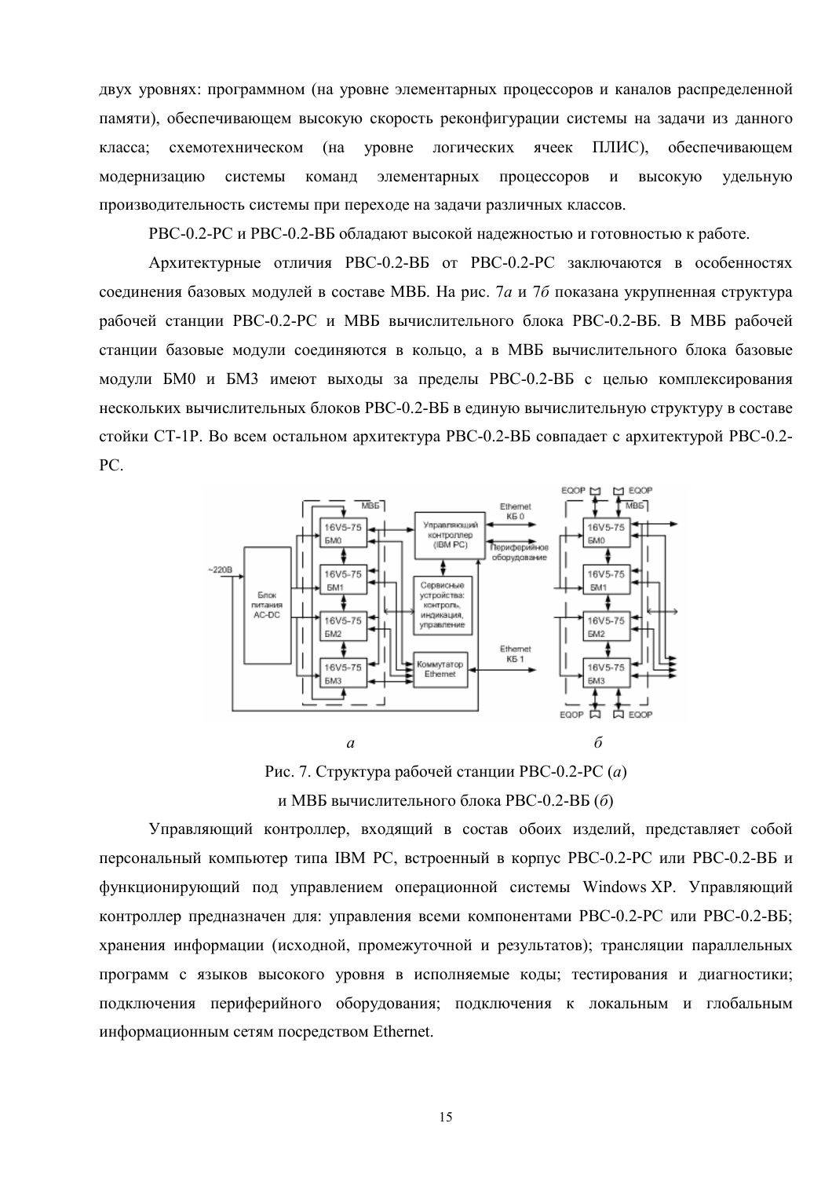двух уровнях: программном (на уровне элементарных процессоров и каналов распределенной памяти), обеспечивающем высокую скорость реконфигурации системы на задачи из данного класса; схемотехническом (на уровне логических ячеек ПЛИС), обеспечивающем модернизацию системы команд элементарных процессоров и высокую удельную производительность системы при переходе на задачи различных классов.

РВС-0.2-РС и РВС-0.2-ВБ обладают высокой надежностью и готовностью к работе.

Архитектурные отличия РВС-0.2-ВБ от РВС-0.2-РС заключаются в особенностях соединения базовых модулей в составе МВБ. На рис. 7*а* и 7*б* показана укрупненная структура рабочей станции РВС-0.2-РС и МВБ вычислительного блока РВС-0.2-ВБ. В МВБ рабочей станции базовые модули соединяются в кольцо, а в МВБ вычислительного блока базовые модули БМ0 и БМ3 имеют выходы за пределы РВС-0.2-ВБ с целью комплексирования нескольких вычислительных блоков РВС-0.2-ВБ в единую вычислительную структуру в составе стойки СТ-1Р. Во всем остальном архитектура РВС-0.2-ВБ совпадает с архитектурой РВС-0.2-РС.

Рис. 7. Структура рабочей станции РВС-0.2-РС (*а*)
и МВБ вычислительного блока РВС-0.2-ВБ (*б*)

Управляющий контроллер, входящий в состав обоих изделий, представляет собой персональный компьютер типа IBM PC, встроенный в корпус РВС-0.2-РС или РВС-0.2-ВБ и функционирующий под управлением операционной системы Windows XP. Управляющий контроллер предназначен для: управления всеми компонентами РВС-0.2-РС или РВС-0.2-ВБ; хранения информации (исходной, промежуточной и результатов); трансляции параллельных программ с языков высокого уровня в исполняемые коды; тестирования и диагностики; подключения периферийного оборудования; подключения к локальным и глобальным информационным сетям посредством Ethernet.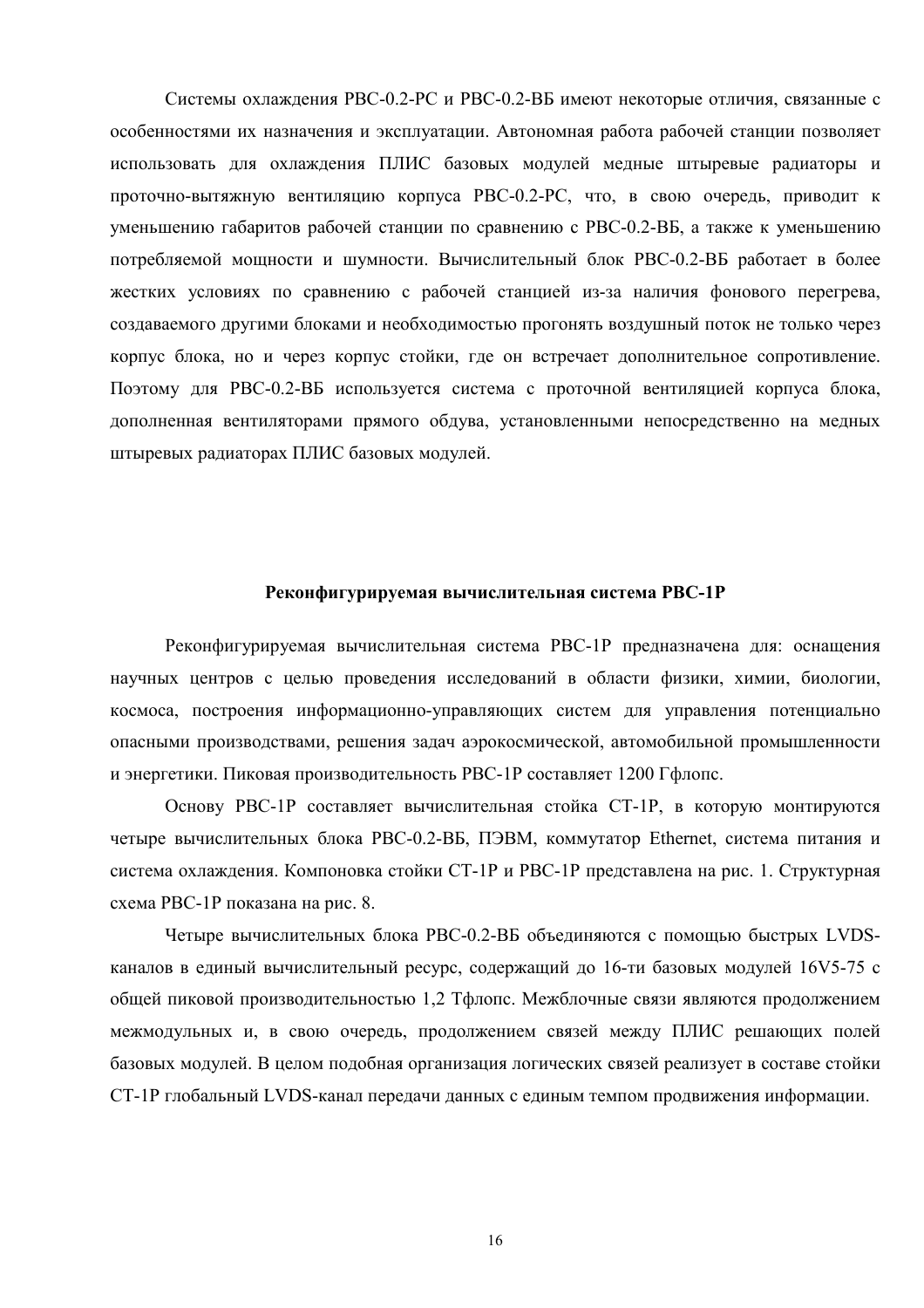Системы охлаждения РВС-0.2-РС и РВС-0.2-ВБ имеют некоторые отличия, связанные с особенностями их назначения и эксплуатации. Автономная работа рабочей станции позволяет использовать для охлаждения ПЛИС базовых модулей медные штыревые радиаторы и проточно-вытяжную вентиляцию корпуса РВС-0.2-РС, что, в свою очередь, приводит к уменьшению габаритов рабочей станции по сравнению с РВС-0.2-ВБ, а также к уменьшению потребляемой мощности и шумности. Вычислительный блок РВС-0.2-ВБ работает в более жестких условиях по сравнению с рабочей станцией из-за наличия фонового перегрева, создаваемого другими блоками и необходимостью прогонять воздушный поток не только через корпус блока, но и через корпус стойки, где он встречает дополнительное сопротивление. Поэтому для РВС-0.2-ВБ используется система с проточной вентиляцией корпуса блока, дополненная вентиляторами прямого обдува, установленными непосредственно на медных штыревых радиаторах ПЛИС базовых модулей.

## Реконфигурируемая вычислительная система РВС-1Р

Реконфигурируемая вычислительная система РВС-1Р предназначена для: оснащения научных центров с целью проведения исследований в области физики, химии, биологии, космоса, построения информационно-управляющих систем для управления потенциально опасными производствами, решения задач аэрокосмической, автомобильной промышленности и энергетики. Пиковая производительность РВС-1Р составляет 1200 Гфлопс.

Основу РВС-1Р составляет вычислительная стойка СТ-1Р, в которую монтируются четыре вычислительных блока РВС-0.2-ВБ, ПЭВМ, коммутатор Ethernet, система питания и система охлаждения. Компоновка стойки СТ-1Р и РВС-1Р представлена на рис. 1. Структурная схема РВС-1Р показана на рис. 8.

Четыре вычислительных блока РВС-0.2-ВБ объединяются с помощью быстрых LVDS-каналов в единый вычислительный ресурс, содержащий до 16-ти базовых модулей 16V5-75 с общей пиковой производительностью 1,2 Тфлопс. Межблочные связи являются продолжением межмодульных и, в свою очередь, продолжением связей между ПЛИС решающих полей базовых модулей. В целом подобная организация логических связей реализует в составе стойки СТ-1Р глобальный LVDS-канал передачи данных с единым темпом продвижения информации.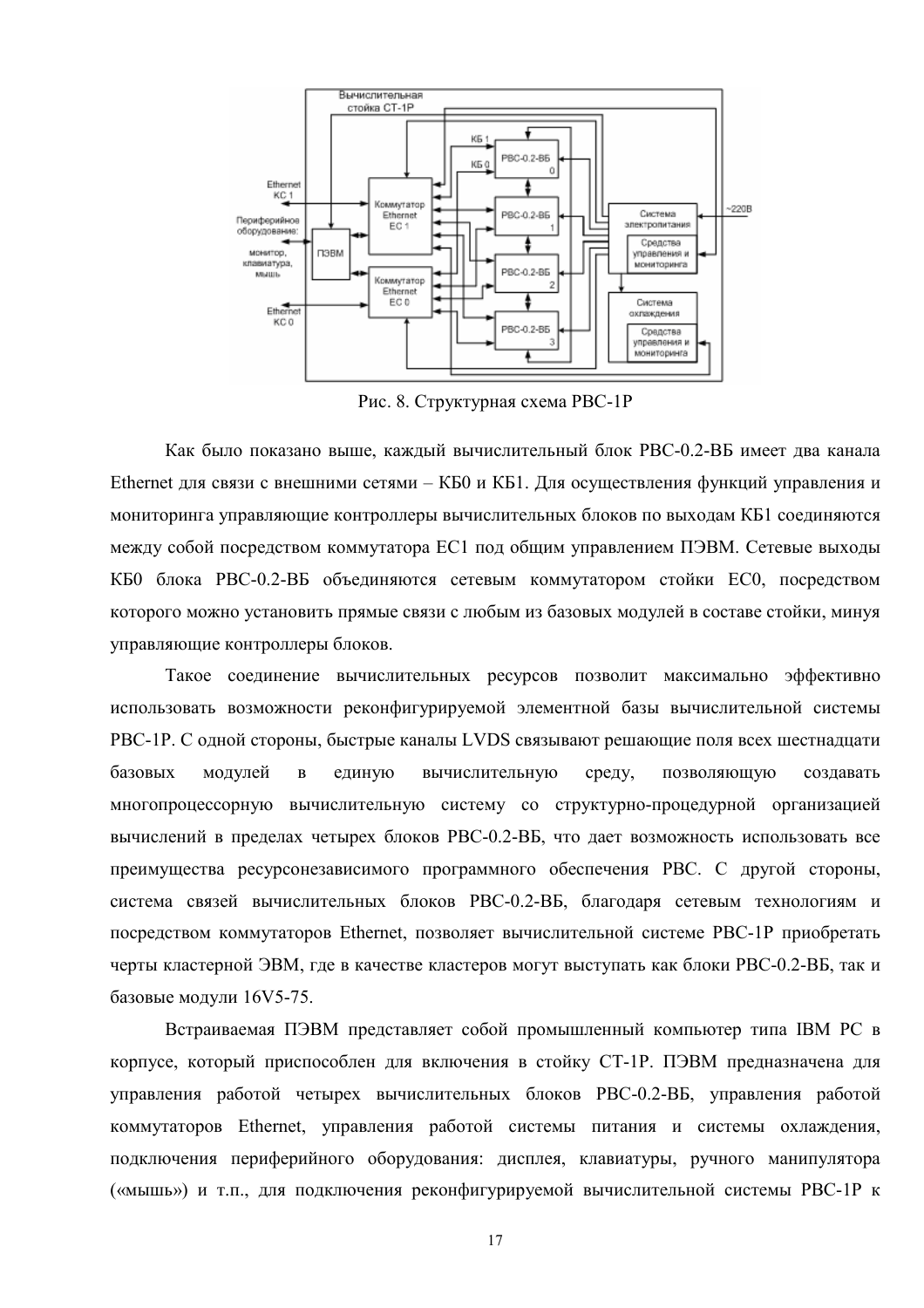Рис. 8. Структурная схема РВС-1Р

Как было показано выше, каждый вычислительный блок РВС-0.2-ВБ имеет два канала Ethernet для связи с внешними сетями – КБ0 и КБ1. Для осуществления функций управления и мониторинга управляющие контроллеры вычислительных блоков по выходам КБ1 соединяются между собой посредством коммутатора ЕС1 под общим управлением ПЭВМ. Сетевые выходы КБ0 блока РВС-0.2-ВБ объединяются сетевым коммутатором стойки ЕС0, посредством которого можно установить прямые связи с любым из базовых модулей в составе стойки, минуя управляющие контроллеры блоков.

Такое соединение вычислительных ресурсов позволит максимально эффективно использовать возможности реконфигурируемой элементной базы вычислительной системы РВС-1Р. С одной стороны, быстрые каналы LVDS связывают решающие поля всех шестнадцати базовых модулей в единую вычислительную среду, позволяющую создавать многопроцессорную вычислительную систему со структурно-процедурной организацией вычислений в пределах четырех блоков РВС-0.2-ВБ, что дает возможность использовать все преимущества ресурсонезависимого программного обеспечения РВС. С другой стороны, система связей вычислительных блоков РВС-0.2-ВБ, благодаря сетевым технологиям и посредством коммутаторов Ethernet, позволяет вычислительной системе РВС-1Р приобретать черты кластерной ЭВМ, где в качестве кластеров могут выступать как блоки РВС-0.2-ВБ, так и базовые модули 16V5-75.

Встраиваемая ПЭВМ представляет собой промышленный компьютер типа IBM PC в корпусе, который приспособлен для включения в стойку СТ-1Р. ПЭВМ предназначена для управления работой четырех вычислительных блоков РВС-0.2-ВБ, управления работой коммутаторов Ethernet, управления работой системы питания и системы охлаждения, подключения периферийного оборудования: дисплея, клавиатуры, ручного манипулятора («мышь») и т.п., для подключения реконфигурируемой вычислительной системы РВС-1Р к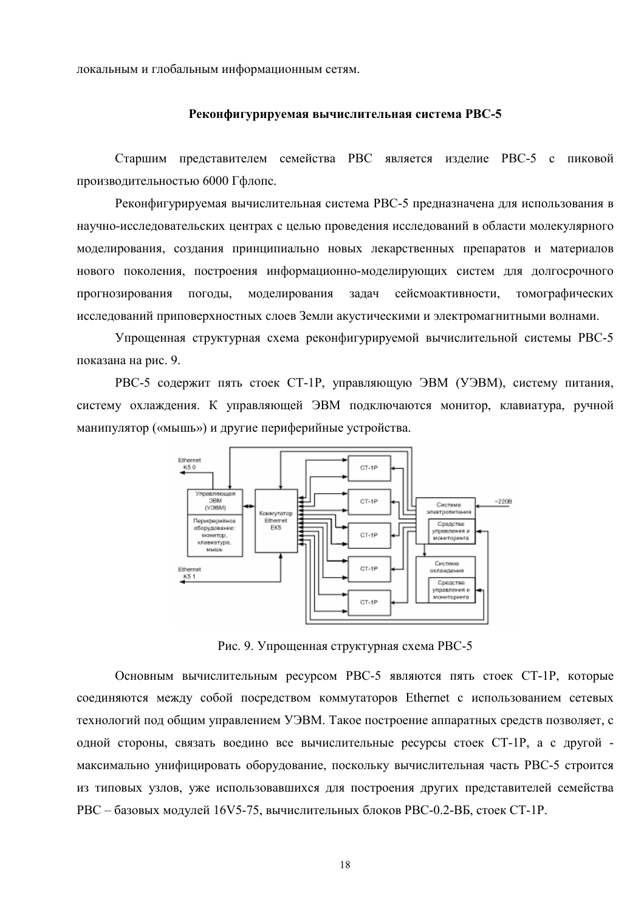локальным и глобальным информационным сетям.

### Реконфигурируемая вычислительная система РВС-5

Старшим представителем семейства РВС является изделие РВС-5 с пиковой производительностью 6000 Гфлопс.

Реконфигурируемая вычислительная система РВС-5 предназначена для использования в научно-исследовательских центрах с целью проведения исследований в области молекулярного моделирования, создания принципиально новых лекарственных препаратов и материалов нового поколения, построения информационно-моделирующих систем для долгосрочного прогнозирования погоды, моделирования задач сейсмоактивности, томографических исследований приповерхностных слоев Земли акустическими и электромагнитными волнами.

Упрощенная структурная схема реконфигурируемой вычислительной системы РВС-5 показана на рис. 9.

РВС-5 содержит пять стоек СТ-1Р, управляющую ЭВМ (УЭВМ), систему питания, систему охлаждения. К управляющей ЭВМ подключаются монитор, клавиатура, ручной манипулятор («мышь») и другие периферийные устройства.

Рис. 9. Упрощенная структурная схема РВС-5

Основным вычислительным ресурсом РВС-5 являются пять стоек СТ-1Р, которые соединяются между собой посредством коммутаторов Ethernet с использованием сетевых технологий под общим управлением УЭВМ. Такое построение аппаратных средств позволяет, с одной стороны, связать воедино все вычислительные ресурсы стоек СТ-1Р, а с другой - максимально унифицировать оборудование, поскольку вычислительная часть РВС-5 строится из типовых узлов, уже использовавшихся для построения других представителей семейства РВС – базовых модулей 16V5-75, вычислительных блоков РВС-0.2-ВБ, стоек СТ-1Р.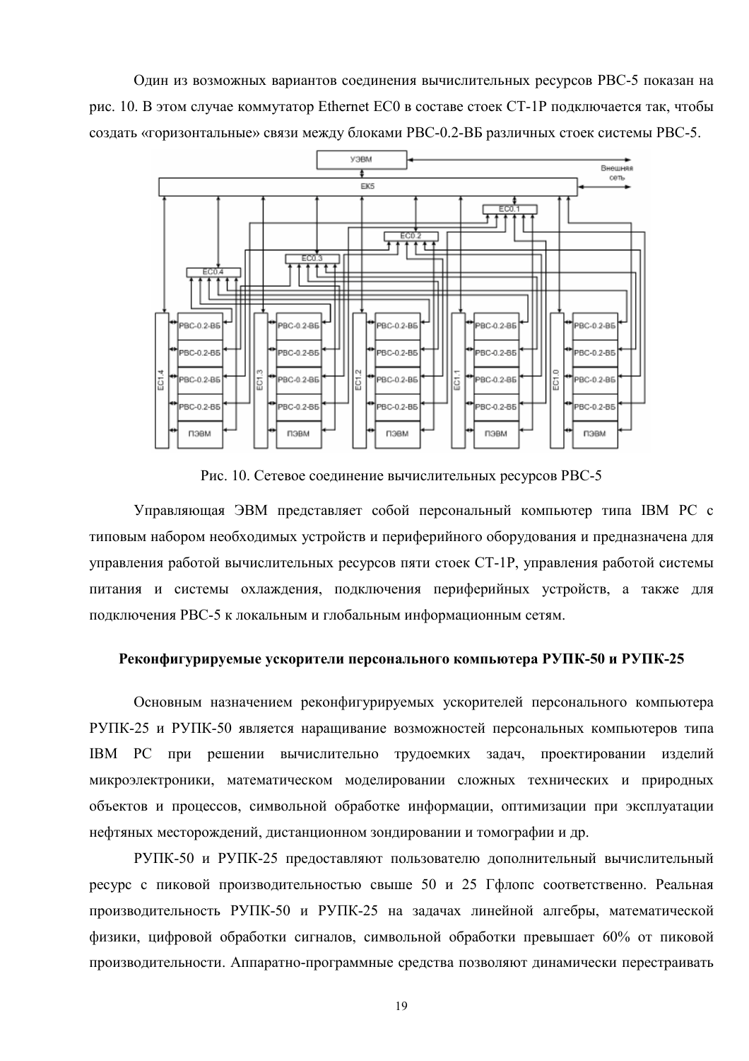Один из возможных вариантов соединения вычислительных ресурсов РВС-5 показан на рис. 10. В этом случае коммутатор Ethernet ЕС0 в составе стоек СТ-1Р подключается так, чтобы создать «горизонтальные» связи между блоками РВС-0.2-ВБ различных стоек системы РВС-5.

Рис. 10. Сетевое соединение вычислительных ресурсов РВС-5

Управляющая ЭВМ представляет собой персональный компьютер типа IBM PC с типовым набором необходимых устройств и периферийного оборудования и предназначена для управления работой вычислительных ресурсов пяти стоек СТ-1Р, управления работой системы питания и системы охлаждения, подключения периферийных устройств, а также для подключения РВС-5 к локальным и глобальным информационным сетям.

**Реконфигурируемые ускорители персонального компьютера РУПК-50 и РУПК-25**

Основным назначением реконфигурируемых ускорителей персонального компьютера РУПК-25 и РУПК-50 является наращивание возможностей персональных компьютеров типа IBM PC при решении вычислительно трудоемких задач, проектировании изделий микроэлектроники, математическом моделировании сложных технических и природных объектов и процессов, символьной обработке информации, оптимизации при эксплуатации нефтяных месторождений, дистанционном зондировании и томографии и др.

РУПК-50 и РУПК-25 предоставляют пользователю дополнительный вычислительный ресурс с пиковой производительностью свыше 50 и 25 Гфлопс соответственно. Реальная производительность РУПК-50 и РУПК-25 на задачах линейной алгебры, математической физики, цифровой обработки сигналов, символьной обработки превышает 60% от пиковой производительности. Аппаратно-программные средства позволяют динамически перестраивать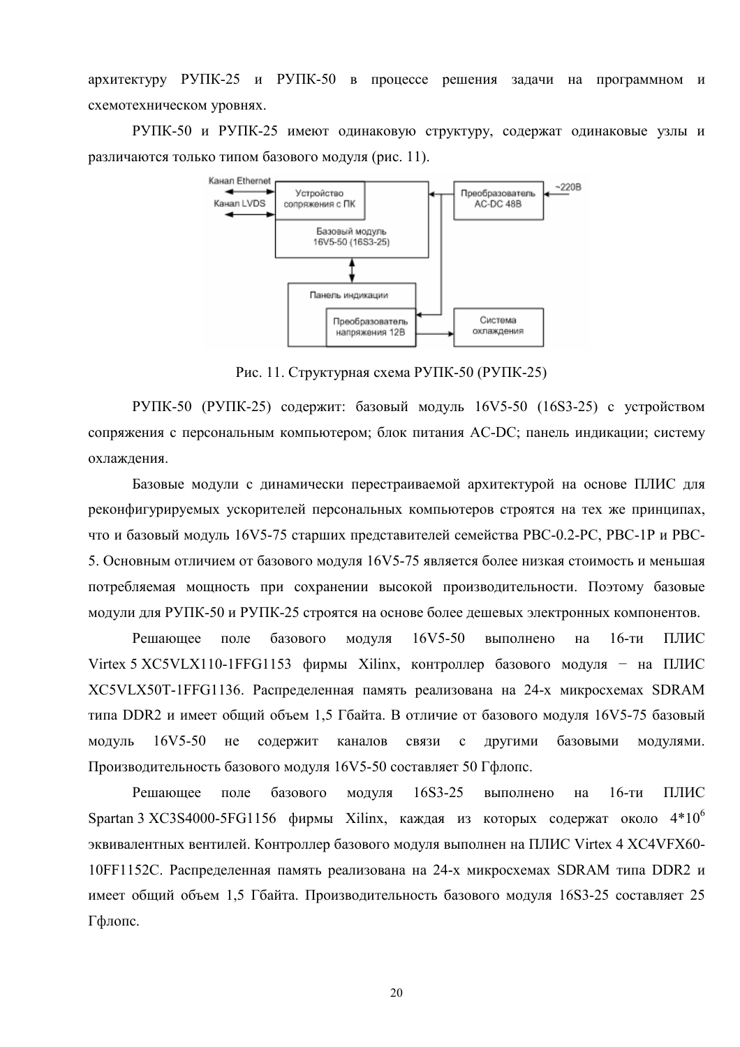архитектуру РУПК-25 и РУПК-50 в процессе решения задачи на программном и схемотехническом уровнях.

РУПК-50 и РУПК-25 имеют одинаковую структуру, содержат одинаковые узлы и различаются только типом базового модуля (рис. 11).

Рис. 11. Структурная схема РУПК-50 (РУПК-25)

РУПК-50 (РУПК-25) содержит: базовый модуль 16V5-50 (16S3-25) с устройством сопряжения с персональным компьютером; блок питания AC-DC; панель индикации; систему охлаждения.

Базовые модули с динамически перестраиваемой архитектурой на основе ПЛИС для реконфигурируемых ускорителей персональных компьютеров строятся на тех же принципах, что и базовый модуль 16V5-75 старших представителей семейства РВС-0.2-РС, РВС-1Р и РВС-5. Основным отличием от базового модуля 16V5-75 является более низкая стоимость и меньшая потребляемая мощность при сохранении высокой производительности. Поэтому базовые модули для РУПК-50 и РУПК-25 строятся на основе более дешевых электронных компонентов.

Решающее поле базового модуля 16V5-50 выполнено на 16-ти ПЛИС Virtex 5 XC5VLX110-1FFG1153 фирмы Xilinx, контроллер базового модуля − на ПЛИС XC5VLX50T-1FFG1136. Распределенная память реализована на 24-х микросхемах SDRAM типа DDR2 и имеет общий объем 1,5 Гбайта. В отличие от базового модуля 16V5-75 базовый модуль 16V5-50 не содержит каналов связи с другими базовыми модулями. Производительность базового модуля 16V5-50 составляет 50 Гфлопс.

Решающее поле базового модуля 16S3-25 выполнено на 16-ти ПЛИС Spartan 3 XC3S4000-5FG1156 фирмы Xilinx, каждая из которых содержат около $4*10^6$ эквивалентных вентилей. Контроллер базового модуля выполнен на ПЛИС Virtex 4 XC4VFX60-10FF1152C. Распределенная память реализована на 24-х микросхемах SDRAM типа DDR2 и имеет общий объем 1,5 Гбайта. Производительность базового модуля 16S3-25 составляет 25 Гфлопс.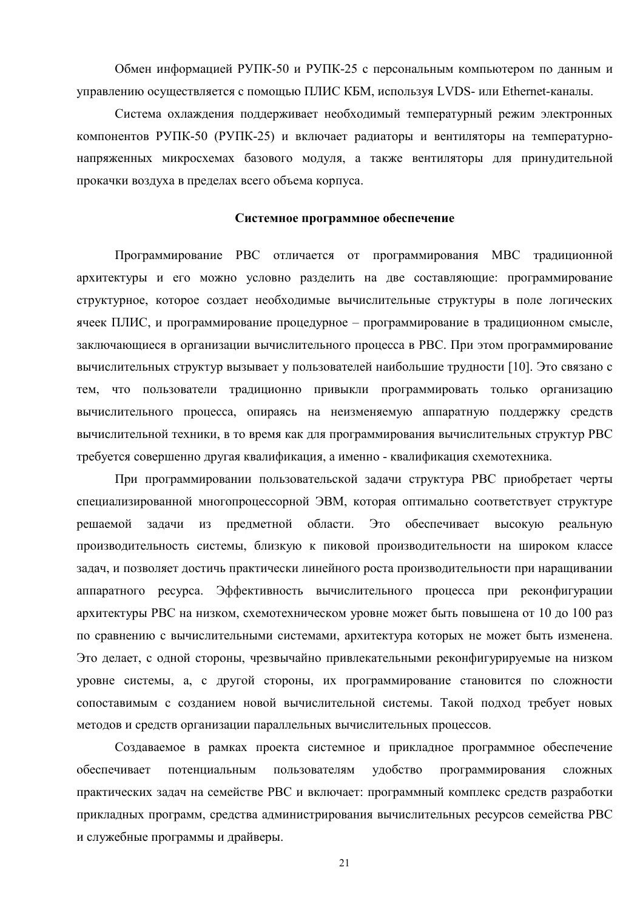Обмен информацией РУПК-50 и РУПК-25 с персональным компьютером по данным и управлению осуществляется с помощью ПЛИС КБМ, используя LVDS- или Ethernet-каналы.

Система охлаждения поддерживает необходимый температурный режим электронных компонентов РУПК-50 (РУПК-25) и включает радиаторы и вентиляторы на температурно-напряженных микросхемах базового модуля, а также вентиляторы для принудительной прокачки воздуха в пределах всего объема корпуса.

### Системное программное обеспечение

Программирование РВС отличается от программирования МВС традиционной архитектуры и его можно условно разделить на две составляющие: программирование структурное, которое создает необходимые вычислительные структуры в поле логических ячеек ПЛИС, и программирование процедурное – программирование в традиционном смысле, заключающиеся в организации вычислительного процесса в РВС. При этом программирование вычислительных структур вызывает у пользователей наибольшие трудности [10]. Это связано с тем, что пользователи традиционно привыкли программировать только организацию вычислительного процесса, опираясь на неизменяемую аппаратную поддержку средств вычислительной техники, в то время как для программирования вычислительных структур РВС требуется совершенно другая квалификация, а именно - квалификация схемотехника.

При программировании пользовательской задачи структура РВС приобретает черты специализированной многопроцессорной ЭВМ, которая оптимально соответствует структуре решаемой задачи из предметной области. Это обеспечивает высокую реальную производительность системы, близкую к пиковой производительности на широком классе задач, и позволяет достичь практически линейного роста производительности при наращивании аппаратного ресурса. Эффективность вычислительного процесса при реконфигурации архитектуры РВС на низком, схемотехническом уровне может быть повышена от 10 до 100 раз по сравнению с вычислительными системами, архитектура которых не может быть изменена. Это делает, с одной стороны, чрезвычайно привлекательными реконфигурируемые на низком уровне системы, а, с другой стороны, их программирование становится по сложности сопоставимым с созданием новой вычислительной системы. Такой подход требует новых методов и средств организации параллельных вычислительных процессов.

Создаваемое в рамках проекта системное и прикладное программное обеспечение обеспечивает потенциальным пользователям удобство программирования сложных практических задач на семействе РВС и включает: программный комплекс средств разработки прикладных программ, средства администрирования вычислительных ресурсов семейства РВС и служебные программы и драйверы.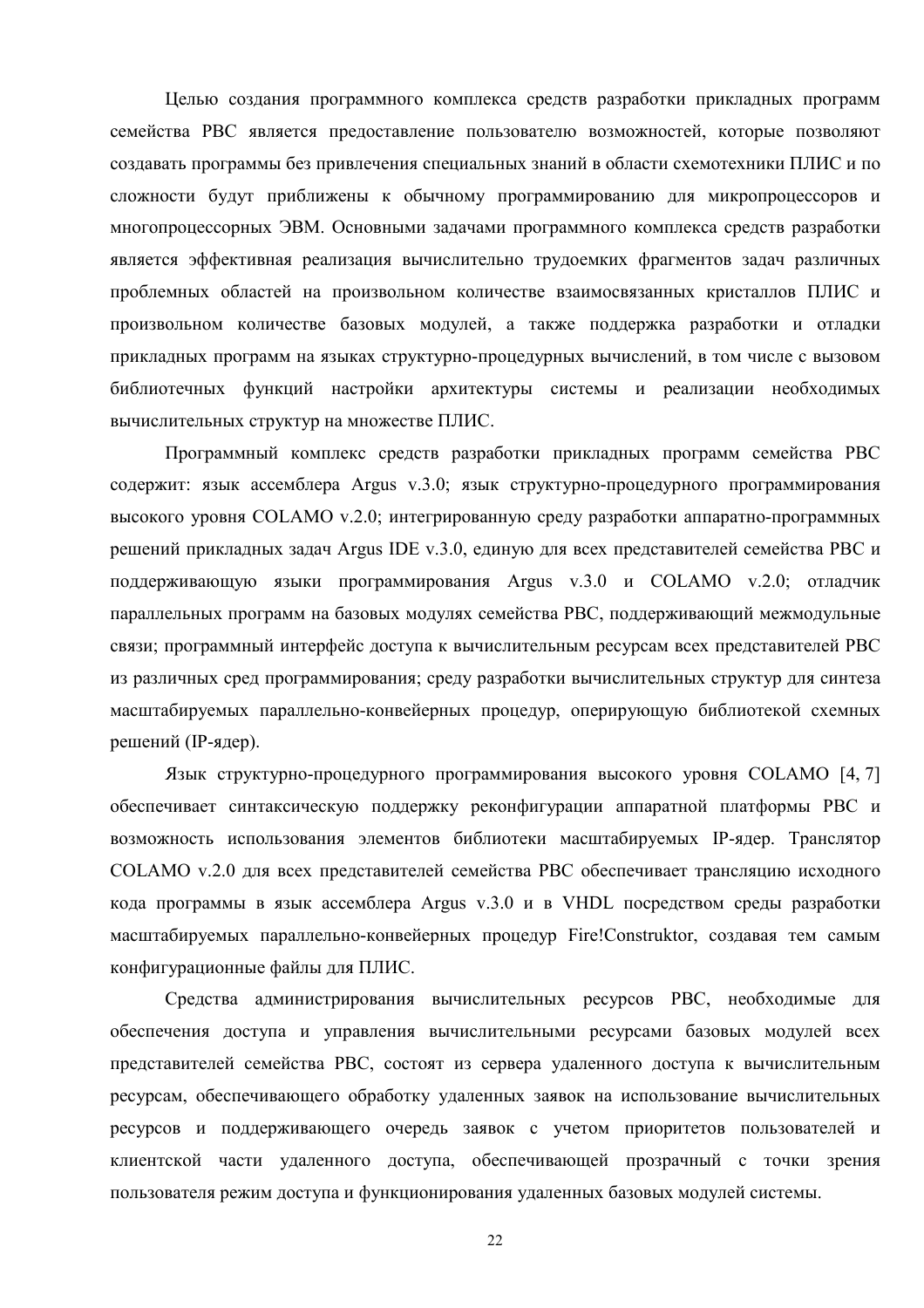Целью создания программного комплекса средств разработки прикладных программ семейства РВС является предоставление пользователю возможностей, которые позволяют создавать программы без привлечения специальных знаний в области схемотехники ПЛИС и по сложности будут приближены к обычному программированию для микропроцессоров и многопроцессорных ЭВМ. Основными задачами программного комплекса средств разработки является эффективная реализация вычислительно трудоемких фрагментов задач различных проблемных областей на произвольном количестве взаимосвязанных кристаллов ПЛИС и произвольном количестве базовых модулей, а также поддержка разработки и отладки прикладных программ на языках структурно-процедурных вычислений, в том числе с вызовом библиотечных функций настройки архитектуры системы и реализации необходимых вычислительных структур на множестве ПЛИС.

Программный комплекс средств разработки прикладных программ семейства РВС содержит: язык ассемблера Argus v.3.0; язык структурно-процедурного программирования высокого уровня COLAMO v.2.0; интегрированную среду разработки аппаратно-программных решений прикладных задач Argus IDE v.3.0, единую для всех представителей семейства РВС и поддерживающую языки программирования Argus v.3.0 и COLAMO v.2.0; отладчик параллельных программ на базовых модулях семейства РВС, поддерживающий межмодульные связи; программный интерфейс доступа к вычислительным ресурсам всех представителей РВС из различных сред программирования; среду разработки вычислительных структур для синтеза масштабируемых параллельно-конвейерных процедур, оперирующую библиотекой схемных решений (IP-ядер).

Язык структурно-процедурного программирования высокого уровня COLAMO [4, 7] обеспечивает синтаксическую поддержку реконфигурации аппаратной платформы РВС и возможность использования элементов библиотеки масштабируемых IP-ядер. Транслятор COLAMO v.2.0 для всех представителей семейства РВС обеспечивает трансляцию исходного кода программы в язык ассемблера Argus v.3.0 и в VHDL посредством среды разработки масштабируемых параллельно-конвейерных процедур Fire!Construktor, создавая тем самым конфигурационные файлы для ПЛИС.

Средства администрирования вычислительных ресурсов РВС, необходимые для обеспечения доступа и управления вычислительными ресурсами базовых модулей всех представителей семейства РВС, состоят из сервера удаленного доступа к вычислительным ресурсам, обеспечивающего обработку удаленных заявок на использование вычислительных ресурсов и поддерживающего очередь заявок с учетом приоритетов пользователей и клиентской части удаленного доступа, обеспечивающей прозрачный с точки зрения пользователя режим доступа и функционирования удаленных базовых модулей системы.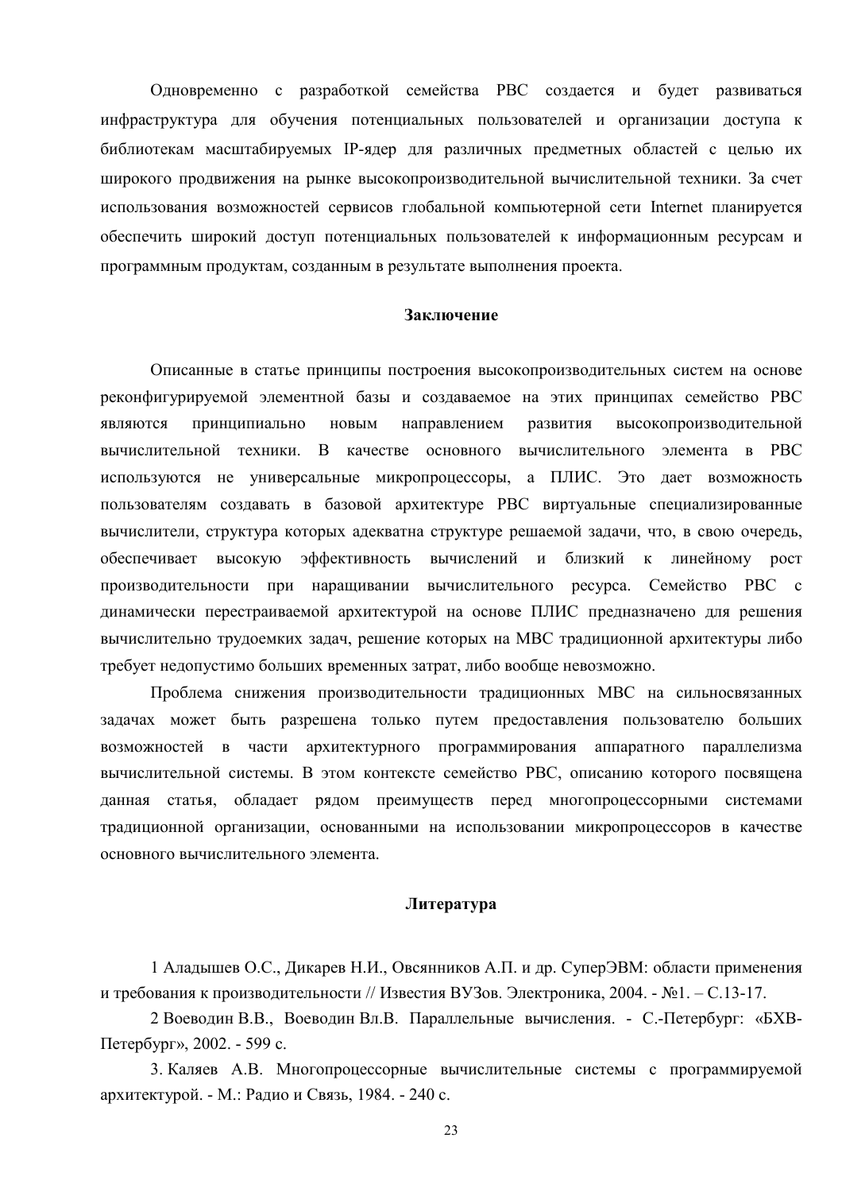Одновременно с разработкой семейства РВС создается и будет развиваться инфраструктура для обучения потенциальных пользователей и организации доступа к библиотекам масштабируемых IP-ядер для различных предметных областей с целью их широкого продвижения на рынке высокопроизводительной вычислительной техники. За счет использования возможностей сервисов глобальной компьютерной сети Internet планируется обеспечить широкий доступ потенциальных пользователей к информационным ресурсам и программным продуктам, созданным в результате выполнения проекта.

## Заключение

Описанные в статье принципы построения высокопроизводительных систем на основе реконфигурируемой элементной базы и создаваемое на этих принципах семейство РВС являются принципиально новым направлением развития высокопроизводительной вычислительной техники. В качестве основного вычислительного элемента в РВС используются не универсальные микропроцессоры, а ПЛИС. Это дает возможность пользователям создавать в базовой архитектуре РВС виртуальные специализированные вычислители, структура которых адекватна структуре решаемой задачи, что, в свою очередь, обеспечивает высокую эффективность вычислений и близкий к линейному рост производительности при наращивании вычислительного ресурса. Семейство РВС с динамически перестраиваемой архитектурой на основе ПЛИС предназначено для решения вычислительно трудоемких задач, решение которых на МВС традиционной архитектуры либо требует недопустимо больших временных затрат, либо вообще невозможно.

Проблема снижения производительности традиционных МВС на сильносвязанных задачах может быть разрешена только путем предоставления пользователю больших возможностей в части архитектурного программирования аппаратного параллелизма вычислительной системы. В этом контексте семейство РВС, описанию которого посвящена данная статья, обладает рядом преимуществ перед многопроцессорными системами традиционной организации, основанными на использовании микропроцессоров в качестве основного вычислительного элемента.

## Литература

1 Аладышев О.С., Дикарев Н.И., Овсянников А.П. и др. СуперЭВМ: области применения и требования к производительности // Известия ВУЗов. Электроника, 2004. - №1. – С.13-17.

2 Воеводин В.В., Воеводин Вл.В. Параллельные вычисления. - С.-Петербург: «БХВ-Петербург», 2002. - 599 с.

3. Каляев А.В. Многопроцессорные вычислительные системы с программируемой архитектурой. - М.: Радио и Связь, 1984. - 240 с.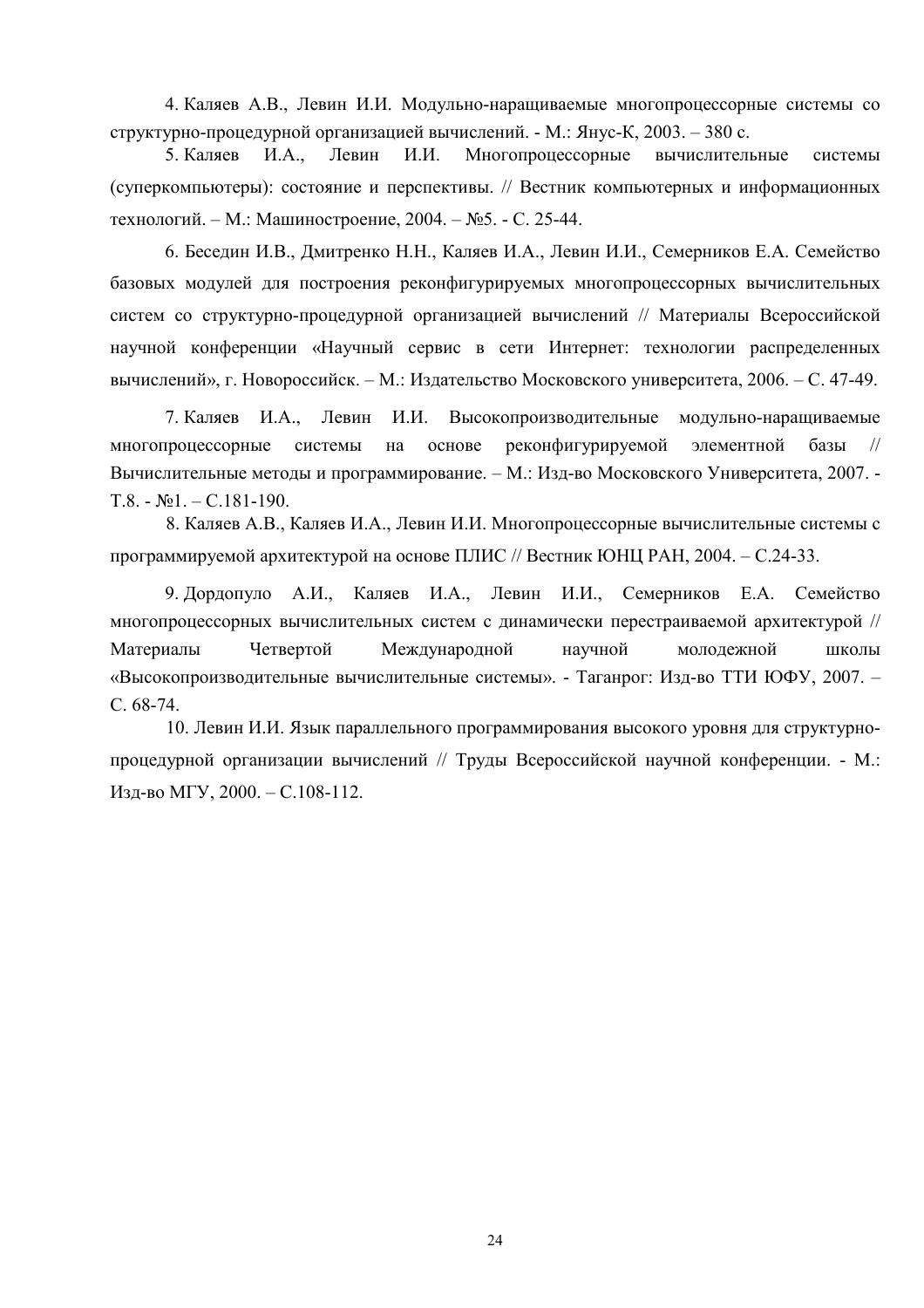4. Каляев А.В., Левин И.И. Модульно-наращиваемые многопроцессорные системы со структурно-процедурной организацией вычислений. - М.: Янус-К, 2003. – 380 с.

5. Каляев И.А., Левин И.И. Многопроцессорные вычислительные системы (суперкомпьютеры): состояние и перспективы. // Вестник компьютерных и информационных технологий. – М.: Машиностроение, 2004. – №5. - С. 25-44.

6. Беседин И.В., Дмитренко Н.Н., Каляев И.А., Левин И.И., Семерников Е.А. Семейство базовых модулей для построения реконфигурируемых многопроцессорных вычислительных систем со структурно-процедурной организацией вычислений // Материалы Всероссийской научной конференции «Научный сервис в сети Интернет: технологии распределенных вычислений», г. Новороссийск. – М.: Издательство Московского университета, 2006. – С. 47-49.

7. Каляев И.А., Левин И.И. Высокопроизводительные модульно-наращиваемые многопроцессорные системы на основе реконфигурируемой элементной базы // Вычислительные методы и программирование. – М.: Изд-во Московского Университета, 2007. - Т.8. - №1. – С.181-190.

8. Каляев А.В., Каляев И.А., Левин И.И. Многопроцессорные вычислительные системы с программируемой архитектурой на основе ПЛИС // Вестник ЮНЦ РАН, 2004. – С.24-33.

9. Дордопуло А.И., Каляев И.А., Левин И.И., Семерников Е.А. Семейство многопроцессорных вычислительных систем с динамически перестраиваемой архитектурой // Материалы Четвертой Международной научной молодежной школы «Высокопроизводительные вычислительные системы». - Таганрог: Изд-во ТТИ ЮФУ, 2007. – С. 68-74.

10. Левин И.И. Язык параллельного программирования высокого уровня для структурно-процедурной организации вычислений // Труды Всероссийской научной конференции. - М.: Изд-во МГУ, 2000. – С.108-112.